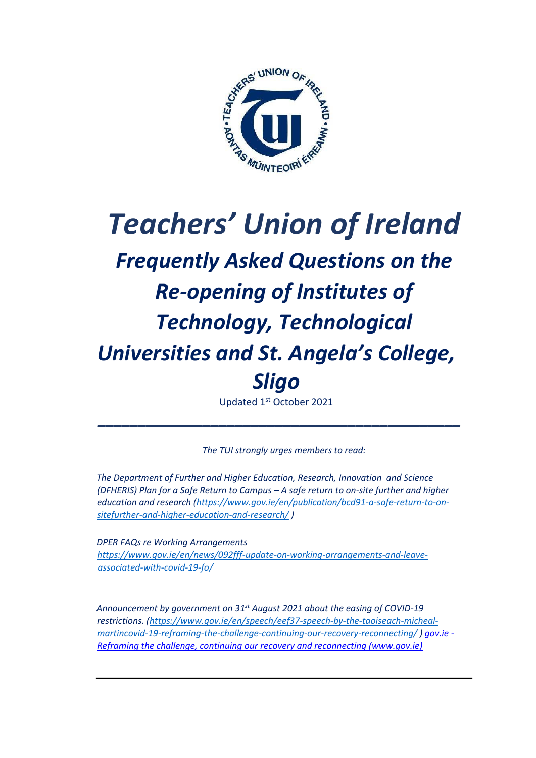# *Teachers' Union of Ireland*

## *Frequently Asked Questions on the Re-opening of Institutes of Technology, Technological Universities and St. Angela's College, Sligo*

Updated 1st October 2021

---

*The TUI strongly urges members to read:*

*The Department of Further and Higher Education, Research, Innovation and Science (DFHERIS) Plan for a Safe Return to Campus – A safe return to on-site further and higher education and research ([https://www.gov.ie/en/publication/bcd91-a-safe-return-to-on-sitefurther-and-higher-education-and-research/](https://www.gov.ie/en/publication/bcd91-a-safe-return-to-on-sitefurther-and-higher-education-and-research/) )*

*DPER FAQs re Working Arrangements*
*[https://www.gov.ie/en/news/092fff-update-on-working-arrangements-and-leave-associated-with-covid-19-fo/](https://www.gov.ie/en/news/092fff-update-on-working-arrangements-and-leave-associated-with-covid-19-fo/)*

*Announcement by government on 31st August 2021 about the easing of COVID-19 restrictions. ([https://www.gov.ie/en/speech/eef37-speech-by-the-taoiseach-micheal-martincovid-19-reframing-the-challenge-continuing-our-recovery-reconnecting/](https://www.gov.ie/en/speech/eef37-speech-by-the-taoiseach-micheal-martincovid-19-reframing-the-challenge-continuing-our-recovery-reconnecting/) ) gov.ie - Reframing the challenge, continuing our recovery and reconnecting (www.gov.ie)*

---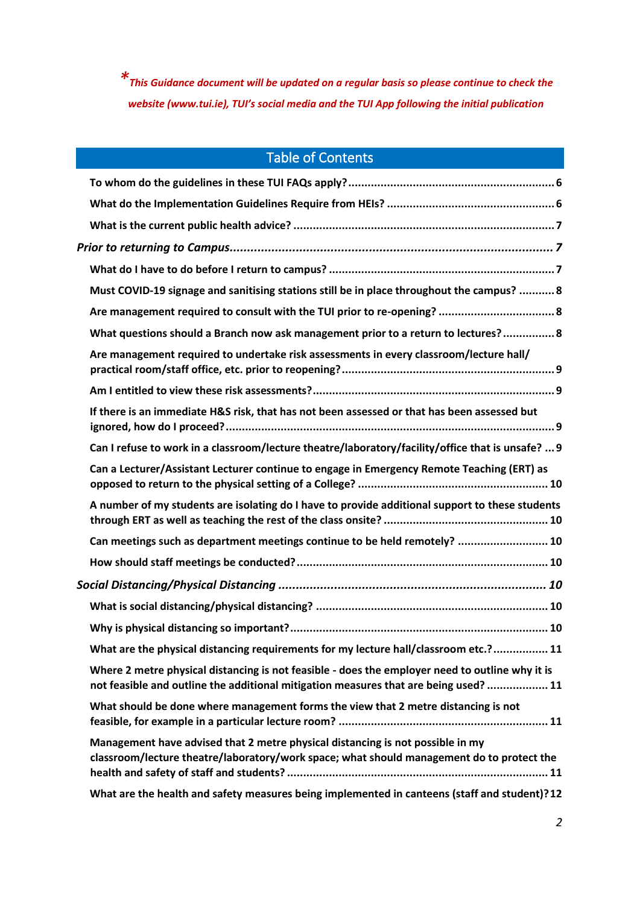**\****This Guidance document will be updated on a regular basis so please continue to check the website (www.tui.ie), TUI's social media and the TUI App following the initial publication***

## Table of Contents

**To whom do the guidelines in these TUI FAQs apply?** ..... 6

**What do the Implementation Guidelines Require from HEIs?** ..... 6

**What is the current public health advice?** ..... 7

***Prior to returning to Campus*** ..... 7

**What do I have to do before I return to campus?** ..... 7

**Must COVID-19 signage and sanitising stations still be in place throughout the campus?** ..... 8

**Are management required to consult with the TUI prior to re-opening?** ..... 8

**What questions should a Branch now ask management prior to a return to lectures?** ..... 8

**Are management required to undertake risk assessments in every classroom/lecture hall/ practical room/staff office, etc. prior to reopening?** ..... 9

**Am I entitled to view these risk assessments?** ..... 9

**If there is an immediate H&S risk, that has not been assessed or that has been assessed but ignored, how do I proceed?** ..... 9

**Can I refuse to work in a classroom/lecture theatre/laboratory/facility/office that is unsafe?** ..... 9

**Can a Lecturer/Assistant Lecturer continue to engage in Emergency Remote Teaching (ERT) as opposed to return to the physical setting of a College?** ..... 10

**A number of my students are isolating do I have to provide additional support to these students through ERT as well as teaching the rest of the class onsite?** ..... 10

**Can meetings such as department meetings continue to be held remotely?** ..... 10

**How should staff meetings be conducted?** ..... 10

***Social Distancing/Physical Distancing*** ..... 10

**What is social distancing/physical distancing?** ..... 10

**Why is physical distancing so important?** ..... 10

**What are the physical distancing requirements for my lecture hall/classroom etc.?** ..... 11

**Where 2 metre physical distancing is not feasible - does the employer need to outline why it is not feasible and outline the additional mitigation measures that are being used?** ..... 11

**What should be done where management forms the view that 2 metre distancing is not feasible, for example in a particular lecture room?** ..... 11

**Management have advised that 2 metre physical distancing is not possible in my classroom/lecture theatre/laboratory/work space; what should management do to protect the health and safety of staff and students?** ..... 11

**What are the health and safety measures being implemented in canteens (staff and student)?** 12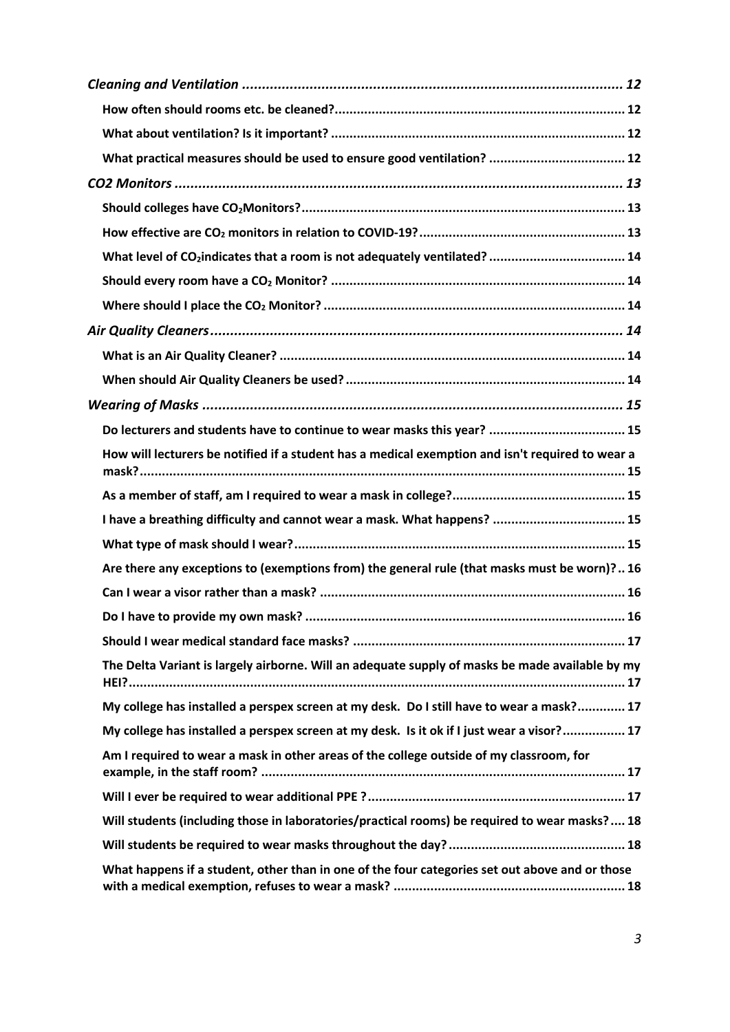*Cleaning and Ventilation* ........ 12

**How often should rooms etc. be cleaned?** ........ 12

**What about ventilation? Is it important?** ........ 12

**What practical measures should be used to ensure good ventilation?** ........ 12

*CO2 Monitors* ........ 13

**Should colleges have $CO_2$ Monitors?** ........ 13

**How effective are $CO_2$ monitors in relation to COVID-19?** ........ 13

**What level of $CO_2$ indicates that a room is not adequately ventilated?** ........ 14

**Should every room have a $CO_2$ Monitor?** ........ 14

**Where should I place the $CO_2$ Monitor?** ........ 14

*Air Quality Cleaners* ........ 14

**What is an Air Quality Cleaner?** ........ 14

**When should Air Quality Cleaners be used?** ........ 14

*Wearing of Masks* ........ 15

**Do lecturers and students have to continue to wear masks this year?** ........ 15

**How will lecturers be notified if a student has a medical exemption and isn't required to wear a mask?** ........ 15

**As a member of staff, am I required to wear a mask in college?** ........ 15

**I have a breathing difficulty and cannot wear a mask. What happens?** ........ 15

**What type of mask should I wear?** ........ 15

**Are there any exceptions to (exemptions from) the general rule (that masks must be worn)?** ........ 16

**Can I wear a visor rather than a mask?** ........ 16

**Do I have to provide my own mask?** ........ 16

**Should I wear medical standard face masks?** ........ 17

**The Delta Variant is largely airborne. Will an adequate supply of masks be made available by my HEI?** ........ 17

**My college has installed a perspex screen at my desk. Do I still have to wear a mask?** ........ 17

**My college has installed a perspex screen at my desk. Is it ok if I just wear a visor?** ........ 17

**Am I required to wear a mask in other areas of the college outside of my classroom, for example, in the staff room?** ........ 17

**Will I ever be required to wear additional PPE ?** ........ 17

**Will students (including those in laboratories/practical rooms) be required to wear masks?** ........ 18

**Will students be required to wear masks throughout the day?** ........ 18

**What happens if a student, other than in one of the four categories set out above and or those with a medical exemption, refuses to wear a mask?** ........ 18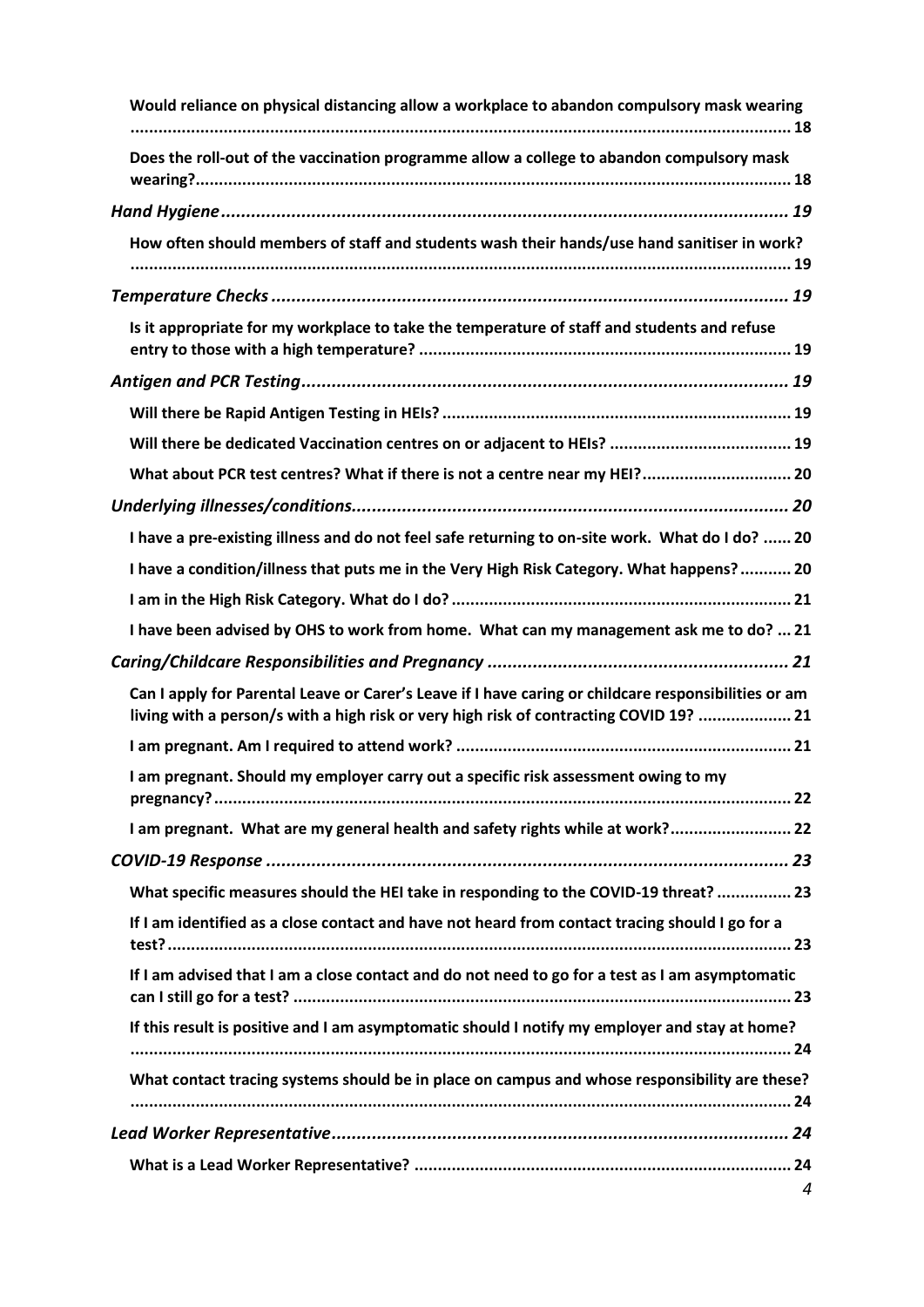**Would reliance on physical distancing allow a workplace to abandon compulsory mask wearing ..... 18**

**Does the roll-out of the vaccination programme allow a college to abandon compulsory mask wearing? ..... 18**

***Hand Hygiene ..... 19***

**How often should members of staff and students wash their hands/use hand sanitiser in work? ..... 19**

***Temperature Checks ..... 19***

**Is it appropriate for my workplace to take the temperature of staff and students and refuse entry to those with a high temperature? ..... 19**

***Antigen and PCR Testing ..... 19***

**Will there be Rapid Antigen Testing in HEIs? ..... 19**

**Will there be dedicated Vaccination centres on or adjacent to HEIs? ..... 19**

**What about PCR test centres? What if there is not a centre near my HEI? ..... 20**

***Underlying illnesses/conditions ..... 20***

**I have a pre-existing illness and do not feel safe returning to on-site work. What do I do? ..... 20**

**I have a condition/illness that puts me in the Very High Risk Category. What happens? ..... 20**

**I am in the High Risk Category. What do I do? ..... 21**

**I have been advised by OHS to work from home. What can my management ask me to do? ..... 21**

***Caring/Childcare Responsibilities and Pregnancy ..... 21***

**Can I apply for Parental Leave or Carer's Leave if I have caring or childcare responsibilities or am living with a person/s with a high risk or very high risk of contracting COVID 19? ..... 21**

**I am pregnant. Am I required to attend work? ..... 21**

**I am pregnant. Should my employer carry out a specific risk assessment owing to my pregnancy? ..... 22**

**I am pregnant. What are my general health and safety rights while at work? ..... 22**

***COVID-19 Response ..... 23***

**What specific measures should the HEI take in responding to the COVID-19 threat? ..... 23**

**If I am identified as a close contact and have not heard from contact tracing should I go for a test? ..... 23**

**If I am advised that I am a close contact and do not need to go for a test as I am asymptomatic can I still go for a test? ..... 23**

**If this result is positive and I am asymptomatic should I notify my employer and stay at home? ..... 24**

**What contact tracing systems should be in place on campus and whose responsibility are these? ..... 24**

***Lead Worker Representative ..... 24***

**What is a Lead Worker Representative? ..... 24**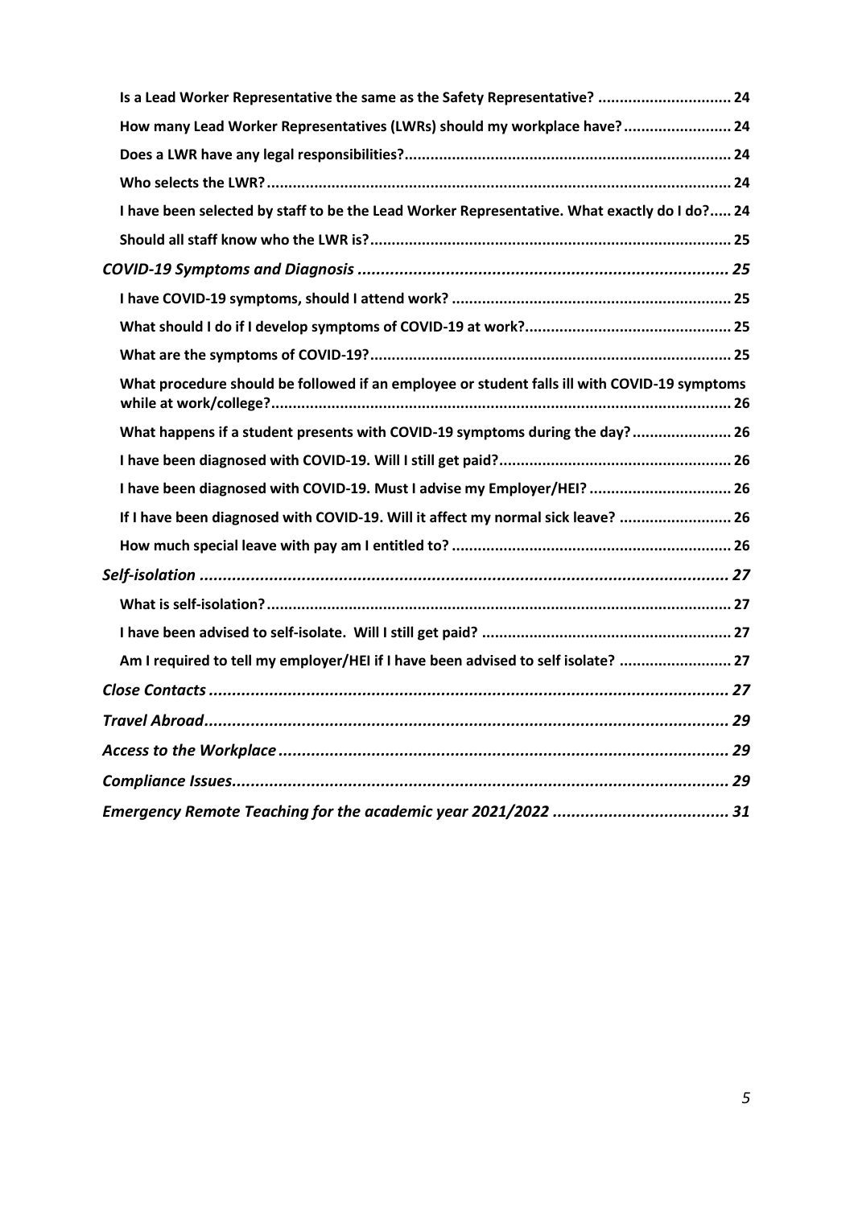**Is a Lead Worker Representative the same as the Safety Representative?** ............................... 24

**How many Lead Worker Representatives (LWRs) should my workplace have?** ......................... 24

**Does a LWR have any legal responsibilities?** ............................................................................ 24

**Who selects the LWR?** ............................................................................................................ 24

**I have been selected by staff to be the Lead Worker Representative. What exactly do I do?** ..... 24

**Should all staff know who the LWR is?** .................................................................................... 25

***COVID-19 Symptoms and Diagnosis*** ................................................................................ 25

**I have COVID-19 symptoms, should I attend work?** ................................................................. 25

**What should I do if I develop symptoms of COVID-19 at work?** ................................................ 25

**What are the symptoms of COVID-19?** .................................................................................... 25

**What procedure should be followed if an employee or student falls ill with COVID-19 symptoms while at work/college?** ........................................................................................................... 26

**What happens if a student presents with COVID-19 symptoms during the day?** ....................... 26

**I have been diagnosed with COVID-19. Will I still get paid?** ..................................................... 26

**I have been diagnosed with COVID-19. Must I advise my Employer/HEI?** ................................. 26

**If I have been diagnosed with COVID-19. Will it affect my normal sick leave?** .......................... 26

**How much special leave with pay am I entitled to?** ................................................................. 26

***Self-isolation*** ................................................................................................................... 27

**What is self-isolation?** ............................................................................................................ 27

**I have been advised to self-isolate. Will I still get paid?** .......................................................... 27

**Am I required to tell my employer/HEI if I have been advised to self isolate?** .......................... 27

***Close Contacts*** ................................................................................................................. 27

***Travel Abroad*** ................................................................................................................. 29

***Access to the Workplace*** ................................................................................................. 29

***Compliance Issues*** ........................................................................................................... 29

***Emergency Remote Teaching for the academic year 2021/2022*** ...................................... 31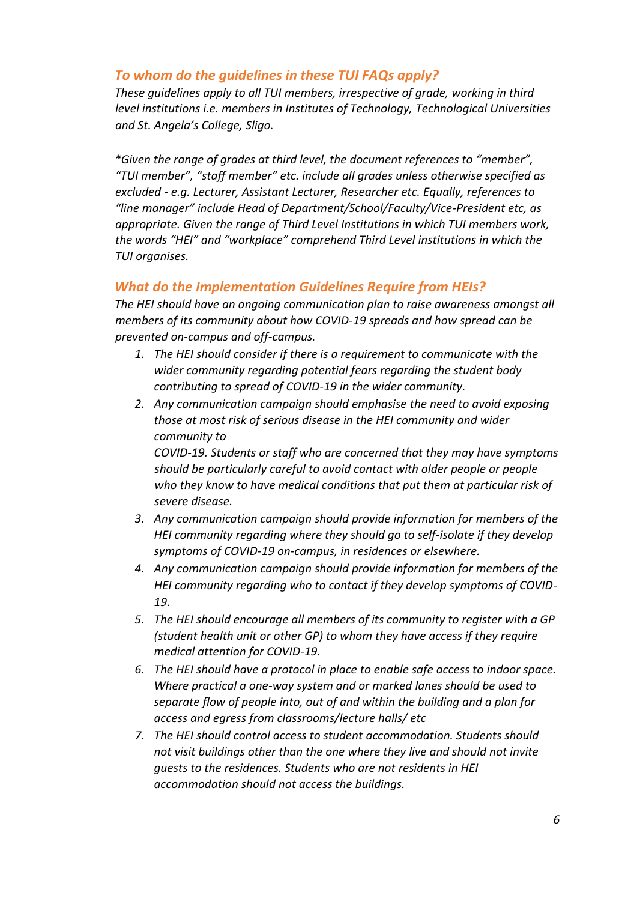## *To whom do the guidelines in these TUI FAQs apply?*

*These guidelines apply to all TUI members, irrespective of grade, working in third level institutions i.e. members in Institutes of Technology, Technological Universities and St. Angela's College, Sligo.*

*\*Given the range of grades at third level, the document references to "member", "TUI member", "staff member" etc. include all grades unless otherwise specified as excluded - e.g. Lecturer, Assistant Lecturer, Researcher etc. Equally, references to "line manager" include Head of Department/School/Faculty/Vice-President etc, as appropriate. Given the range of Third Level Institutions in which TUI members work, the words "HEI" and "workplace" comprehend Third Level institutions in which the TUI organises.*

## *What do the Implementation Guidelines Require from HEIs?*

*The HEI should have an ongoing communication plan to raise awareness amongst all members of its community about how COVID-19 spreads and how spread can be prevented on-campus and off-campus.*

1. *The HEI should consider if there is a requirement to communicate with the wider community regarding potential fears regarding the student body contributing to spread of COVID-19 in the wider community.*
2. *Any communication campaign should emphasise the need to avoid exposing those at most risk of serious disease in the HEI community and wider community to*
   *COVID-19. Students or staff who are concerned that they may have symptoms should be particularly careful to avoid contact with older people or people who they know to have medical conditions that put them at particular risk of severe disease.*
3. *Any communication campaign should provide information for members of the HEI community regarding where they should go to self-isolate if they develop symptoms of COVID-19 on-campus, in residences or elsewhere.*
4. *Any communication campaign should provide information for members of the HEI community regarding who to contact if they develop symptoms of COVID-19.*
5. *The HEI should encourage all members of its community to register with a GP (student health unit or other GP) to whom they have access if they require medical attention for COVID-19.*
6. *The HEI should have a protocol in place to enable safe access to indoor space. Where practical a one-way system and or marked lanes should be used to separate flow of people into, out of and within the building and a plan for access and egress from classrooms/lecture halls/ etc*
7. *The HEI should control access to student accommodation. Students should not visit buildings other than the one where they live and should not invite guests to the residences. Students who are not residents in HEI accommodation should not access the buildings.*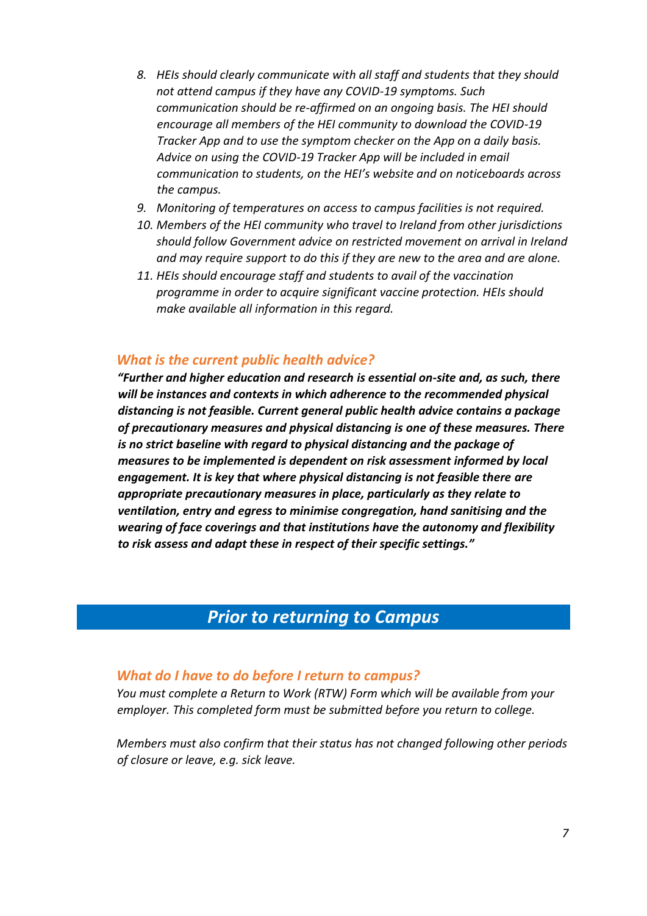8. *HEIs should clearly communicate with all staff and students that they should not attend campus if they have any COVID-19 symptoms. Such communication should be re-affirmed on an ongoing basis. The HEI should encourage all members of the HEI community to download the COVID-19 Tracker App and to use the symptom checker on the App on a daily basis. Advice on using the COVID-19 Tracker App will be included in email communication to students, on the HEI's website and on noticeboards across the campus.*
9. *Monitoring of temperatures on access to campus facilities is not required.*
10. *Members of the HEI community who travel to Ireland from other jurisdictions should follow Government advice on restricted movement on arrival in Ireland and may require support to do this if they are new to the area and are alone.*
11. *HEIs should encourage staff and students to avail of the vaccination programme in order to acquire significant vaccine protection. HEIs should make available all information in this regard.*

### *What is the current public health advice?*

***"Further and higher education and research is essential on-site and, as such, there will be instances and contexts in which adherence to the recommended physical distancing is not feasible. Current general public health advice contains a package of precautionary measures and physical distancing is one of these measures. There is no strict baseline with regard to physical distancing and the package of measures to be implemented is dependent on risk assessment informed by local engagement. It is key that where physical distancing is not feasible there are appropriate precautionary measures in place, particularly as they relate to ventilation, entry and egress to minimise congregation, hand sanitising and the wearing of face coverings and that institutions have the autonomy and flexibility to risk assess and adapt these in respect of their specific settings."***

## *Prior to returning to Campus*

### *What do I have to do before I return to campus?*

*You must complete a Return to Work (RTW) Form which will be available from your employer. This completed form must be submitted before you return to college.*

*Members must also confirm that their status has not changed following other periods of closure or leave, e.g. sick leave.*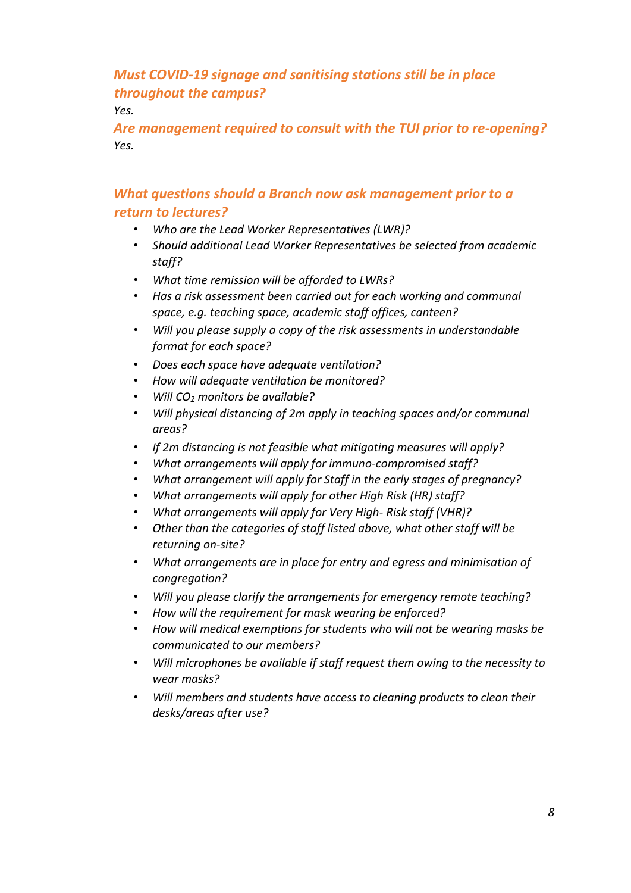### *Must COVID-19 signage and sanitising stations still be in place throughout the campus?*

*Yes.*

### *Are management required to consult with the TUI prior to re-opening?*

*Yes.*

### *What questions should a Branch now ask management prior to a return to lectures?*

- *Who are the Lead Worker Representatives (LWR)?*
- *Should additional Lead Worker Representatives be selected from academic staff?*
- *What time remission will be afforded to LWRs?*
- *Has a risk assessment been carried out for each working and communal space, e.g. teaching space, academic staff offices, canteen?*
- *Will you please supply a copy of the risk assessments in understandable format for each space?*
- *Does each space have adequate ventilation?*
- *How will adequate ventilation be monitored?*
- *Will $CO_2$ monitors be available?*
- *Will physical distancing of 2m apply in teaching spaces and/or communal areas?*
- *If 2m distancing is not feasible what mitigating measures will apply?*
- *What arrangements will apply for immuno-compromised staff?*
- *What arrangement will apply for Staff in the early stages of pregnancy?*
- *What arrangements will apply for other High Risk (HR) staff?*
- *What arrangements will apply for Very High- Risk staff (VHR)?*
- *Other than the categories of staff listed above, what other staff will be returning on-site?*
- *What arrangements are in place for entry and egress and minimisation of congregation?*
- *Will you please clarify the arrangements for emergency remote teaching?*
- *How will the requirement for mask wearing be enforced?*
- *How will medical exemptions for students who will not be wearing masks be communicated to our members?*
- *Will microphones be available if staff request them owing to the necessity to wear masks?*
- *Will members and students have access to cleaning products to clean their desks/areas after use?*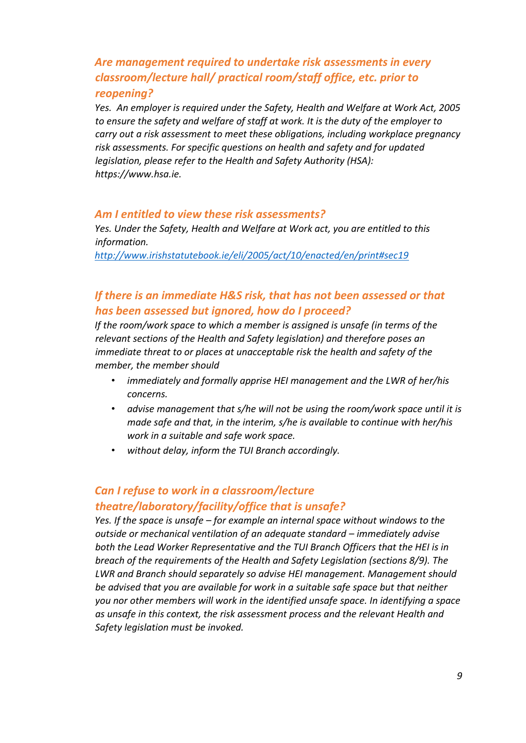### *Are management required to undertake risk assessments in every classroom/lecture hall/ practical room/staff office, etc. prior to reopening?*

*Yes. An employer is required under the Safety, Health and Welfare at Work Act, 2005 to ensure the safety and welfare of staff at work. It is the duty of the employer to carry out a risk assessment to meet these obligations, including workplace pregnancy risk assessments. For specific questions on health and safety and for updated legislation, please refer to the Health and Safety Authority (HSA): https://www.hsa.ie.*

### *Am I entitled to view these risk assessments?*

*Yes. Under the Safety, Health and Welfare at Work act, you are entitled to this information.*
*http://www.irishstatutebook.ie/eli/2005/act/10/enacted/en/print#sec19*

### *If there is an immediate H&S risk, that has not been assessed or that has been assessed but ignored, how do I proceed?*

*If the room/work space to which a member is assigned is unsafe (in terms of the relevant sections of the Health and Safety legislation) and therefore poses an immediate threat to or places at unacceptable risk the health and safety of the member, the member should*

- *immediately and formally apprise HEI management and the LWR of her/his concerns.*
- *advise management that s/he will not be using the room/work space until it is made safe and that, in the interim, s/he is available to continue with her/his work in a suitable and safe work space.*
- *without delay, inform the TUI Branch accordingly.*

### *Can I refuse to work in a classroom/lecture theatre/laboratory/facility/office that is unsafe?*

*Yes. If the space is unsafe – for example an internal space without windows to the outside or mechanical ventilation of an adequate standard – immediately advise both the Lead Worker Representative and the TUI Branch Officers that the HEI is in breach of the requirements of the Health and Safety Legislation (sections 8/9). The LWR and Branch should separately so advise HEI management. Management should be advised that you are available for work in a suitable safe space but that neither you nor other members will work in the identified unsafe space. In identifying a space as unsafe in this context, the risk assessment process and the relevant Health and Safety legislation must be invoked.*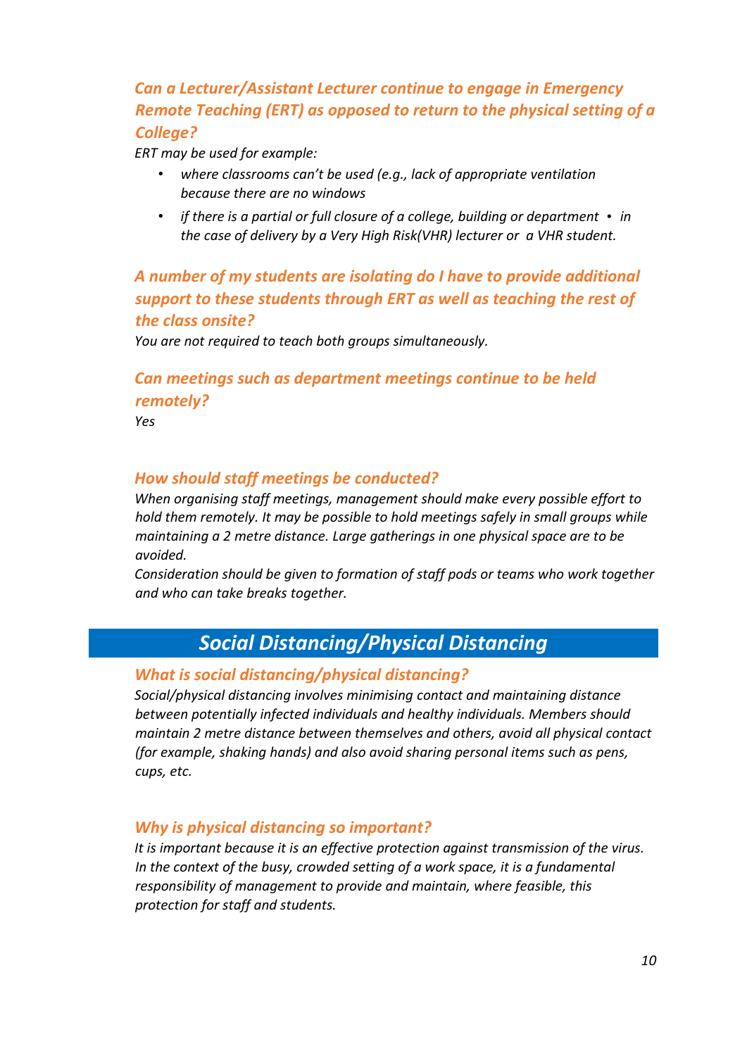### *Can a Lecturer/Assistant Lecturer continue to engage in Emergency Remote Teaching (ERT) as opposed to return to the physical setting of a College?*

*ERT may be used for example:*

- *where classrooms can't be used (e.g., lack of appropriate ventilation because there are no windows*
- *if there is a partial or full closure of a college, building or department • in the case of delivery by a Very High Risk(VHR) lecturer or a VHR student.*

### *A number of my students are isolating do I have to provide additional support to these students through ERT as well as teaching the rest of the class onsite?*

*You are not required to teach both groups simultaneously.*

### *Can meetings such as department meetings continue to be held remotely?*

*Yes*

### *How should staff meetings be conducted?*

*When organising staff meetings, management should make every possible effort to hold them remotely. It may be possible to hold meetings safely in small groups while maintaining a 2 metre distance. Large gatherings in one physical space are to be avoided.*

*Consideration should be given to formation of staff pods or teams who work together and who can take breaks together.*

## *Social Distancing/Physical Distancing*

### *What is social distancing/physical distancing?*

*Social/physical distancing involves minimising contact and maintaining distance between potentially infected individuals and healthy individuals. Members should maintain 2 metre distance between themselves and others, avoid all physical contact (for example, shaking hands) and also avoid sharing personal items such as pens, cups, etc.*

### *Why is physical distancing so important?*

*It is important because it is an effective protection against transmission of the virus. In the context of the busy, crowded setting of a work space, it is a fundamental responsibility of management to provide and maintain, where feasible, this protection for staff and students.*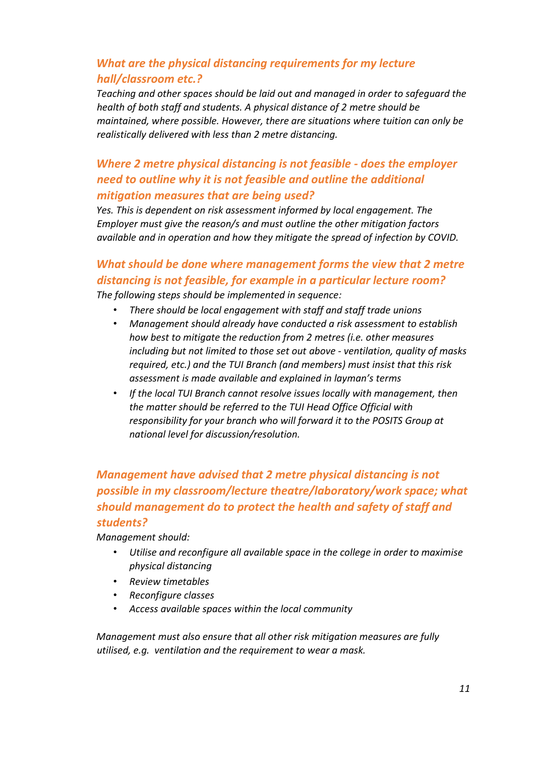### *What are the physical distancing requirements for my lecture hall/classroom etc.?*

*Teaching and other spaces should be laid out and managed in order to safeguard the health of both staff and students. A physical distance of 2 metre should be maintained, where possible. However, there are situations where tuition can only be realistically delivered with less than 2 metre distancing.*

### *Where 2 metre physical distancing is not feasible - does the employer need to outline why it is not feasible and outline the additional mitigation measures that are being used?*

*Yes. This is dependent on risk assessment informed by local engagement. The Employer must give the reason/s and must outline the other mitigation factors available and in operation and how they mitigate the spread of infection by COVID.*

### *What should be done where management forms the view that 2 metre distancing is not feasible, for example in a particular lecture room?*

*The following steps should be implemented in sequence:*

- *There should be local engagement with staff and staff trade unions*
- *Management should already have conducted a risk assessment to establish how best to mitigate the reduction from 2 metres (i.e. other measures including but not limited to those set out above - ventilation, quality of masks required, etc.) and the TUI Branch (and members) must insist that this risk assessment is made available and explained in layman's terms*
- *If the local TUI Branch cannot resolve issues locally with management, then the matter should be referred to the TUI Head Office Official with responsibility for your branch who will forward it to the POSITS Group at national level for discussion/resolution.*

### *Management have advised that 2 metre physical distancing is not possible in my classroom/lecture theatre/laboratory/work space; what should management do to protect the health and safety of staff and students?*

*Management should:*

- *Utilise and reconfigure all available space in the college in order to maximise physical distancing*
- *Review timetables*
- *Reconfigure classes*
- *Access available spaces within the local community*

*Management must also ensure that all other risk mitigation measures are fully utilised, e.g. ventilation and the requirement to wear a mask.*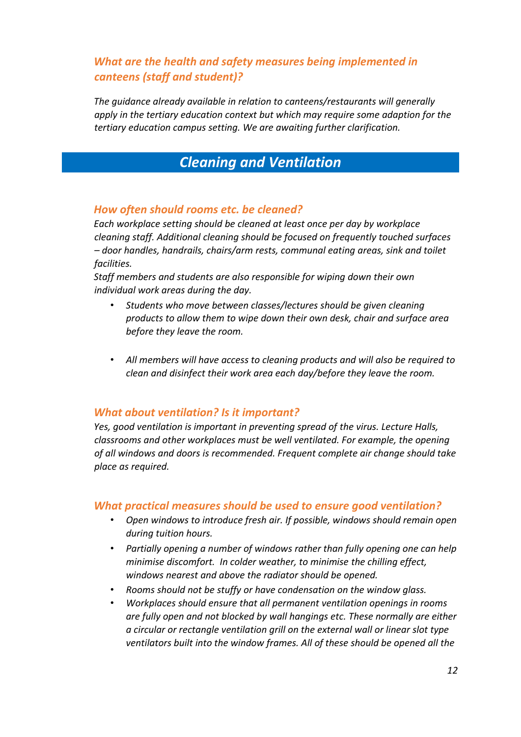### *What are the health and safety measures being implemented in canteens (staff and student)?*

*The guidance already available in relation to canteens/restaurants will generally apply in the tertiary education context but which may require some adaption for the tertiary education campus setting. We are awaiting further clarification.*

## *Cleaning and Ventilation*

### *How often should rooms etc. be cleaned?*

*Each workplace setting should be cleaned at least once per day by workplace cleaning staff. Additional cleaning should be focused on frequently touched surfaces – door handles, handrails, chairs/arm rests, communal eating areas, sink and toilet facilities.*

*Staff members and students are also responsible for wiping down their own individual work areas during the day.*

- *Students who move between classes/lectures should be given cleaning products to allow them to wipe down their own desk, chair and surface area before they leave the room.*
- *All members will have access to cleaning products and will also be required to clean and disinfect their work area each day/before they leave the room.*

### *What about ventilation? Is it important?*

*Yes, good ventilation is important in preventing spread of the virus. Lecture Halls, classrooms and other workplaces must be well ventilated. For example, the opening of all windows and doors is recommended. Frequent complete air change should take place as required.*

### *What practical measures should be used to ensure good ventilation?*

- *Open windows to introduce fresh air. If possible, windows should remain open during tuition hours.*
- *Partially opening a number of windows rather than fully opening one can help minimise discomfort. In colder weather, to minimise the chilling effect, windows nearest and above the radiator should be opened.*
- *Rooms should not be stuffy or have condensation on the window glass.*
- *Workplaces should ensure that all permanent ventilation openings in rooms are fully open and not blocked by wall hangings etc. These normally are either a circular or rectangle ventilation grill on the external wall or linear slot type ventilators built into the window frames. All of these should be opened all the*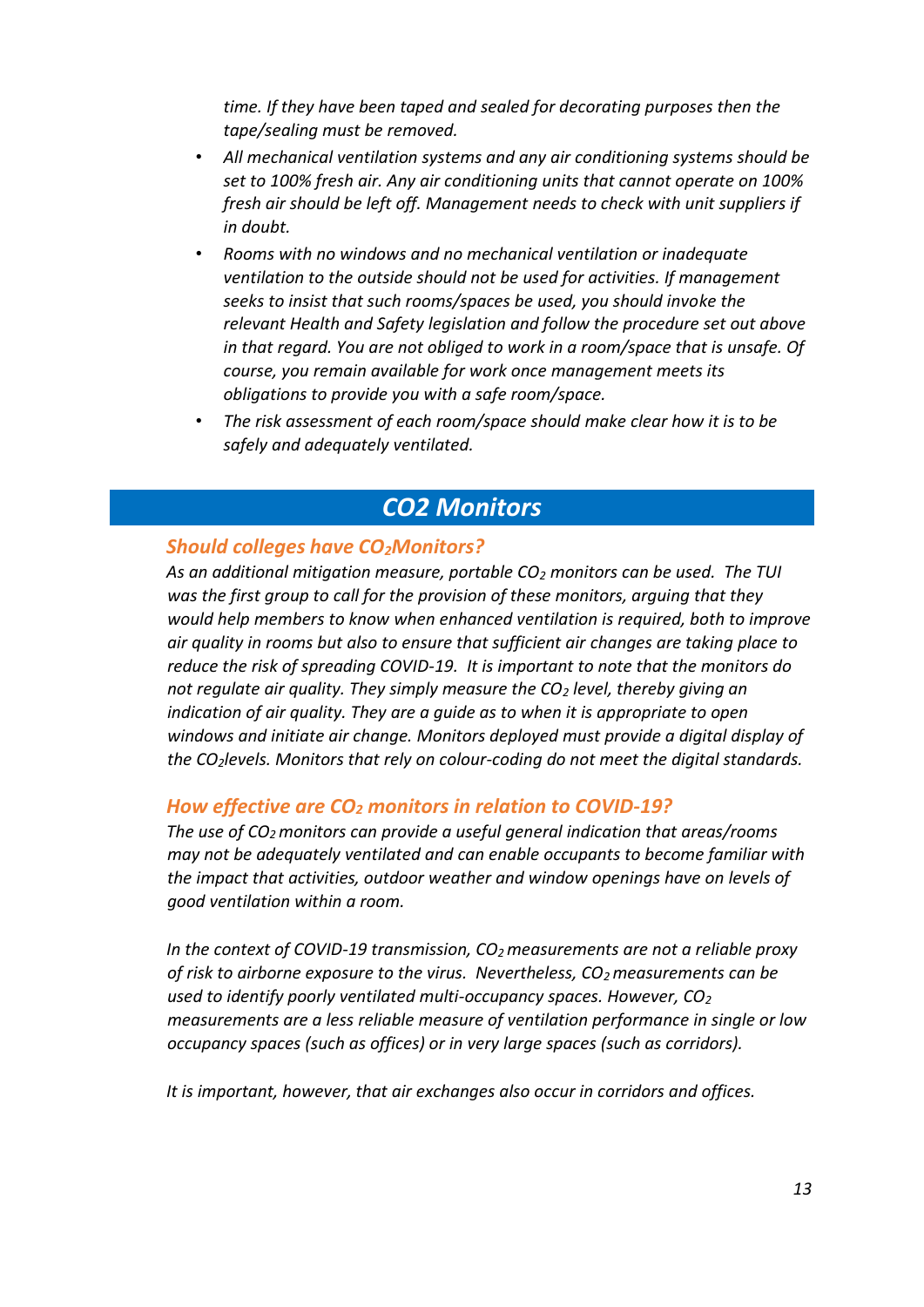*time. If they have been taped and sealed for decorating purposes then the tape/sealing must be removed.*

- *All mechanical ventilation systems and any air conditioning systems should be set to 100% fresh air. Any air conditioning units that cannot operate on 100% fresh air should be left off. Management needs to check with unit suppliers if in doubt.*
- *Rooms with no windows and no mechanical ventilation or inadequate ventilation to the outside should not be used for activities. If management seeks to insist that such rooms/spaces be used, you should invoke the relevant Health and Safety legislation and follow the procedure set out above in that regard. You are not obliged to work in a room/space that is unsafe. Of course, you remain available for work once management meets its obligations to provide you with a safe room/space.*
- *The risk assessment of each room/space should make clear how it is to be safely and adequately ventilated.*

## *CO2 Monitors*

### *Should colleges have $CO_2$ Monitors?*

*As an additional mitigation measure, portable $CO_2$ monitors can be used. The TUI was the first group to call for the provision of these monitors, arguing that they would help members to know when enhanced ventilation is required, both to improve air quality in rooms but also to ensure that sufficient air changes are taking place to reduce the risk of spreading COVID-19. It is important to note that the monitors do not regulate air quality. They simply measure the $CO_2$ level, thereby giving an indication of air quality. They are a guide as to when it is appropriate to open windows and initiate air change. Monitors deployed must provide a digital display of the $CO_2$ levels. Monitors that rely on colour-coding do not meet the digital standards.*

### *How effective are $CO_2$ monitors in relation to COVID-19?*

*The use of $CO_2$ monitors can provide a useful general indication that areas/rooms may not be adequately ventilated and can enable occupants to become familiar with the impact that activities, outdoor weather and window openings have on levels of good ventilation within a room.*

*In the context of COVID-19 transmission, $CO_2$ measurements are not a reliable proxy of risk to airborne exposure to the virus. Nevertheless, $CO_2$ measurements can be used to identify poorly ventilated multi-occupancy spaces. However, $CO_2$ measurements are a less reliable measure of ventilation performance in single or low occupancy spaces (such as offices) or in very large spaces (such as corridors).*

*It is important, however, that air exchanges also occur in corridors and offices.*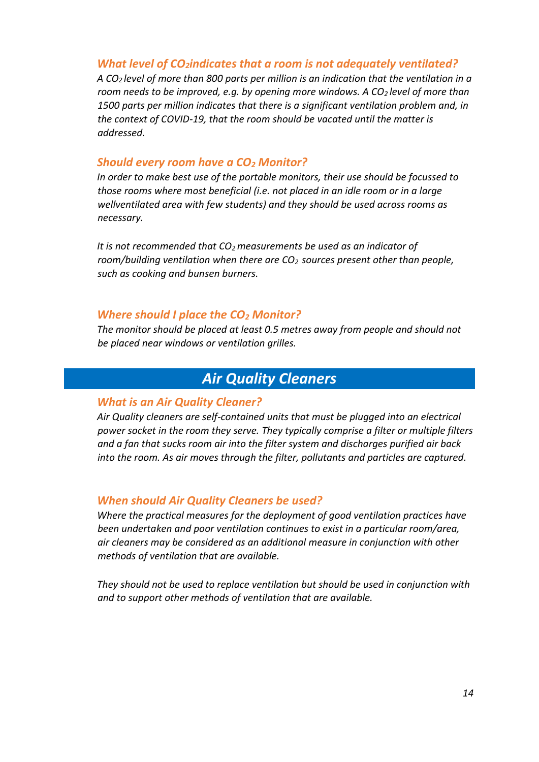### *What level of $CO_2$ indicates that a room is not adequately ventilated?*

*A $CO_2$ level of more than 800 parts per million is an indication that the ventilation in a room needs to be improved, e.g. by opening more windows. A $CO_2$ level of more than 1500 parts per million indicates that there is a significant ventilation problem and, in the context of COVID-19, that the room should be vacated until the matter is addressed.*

### *Should every room have a $CO_2$ Monitor?*

*In order to make best use of the portable monitors, their use should be focussed to those rooms where most beneficial (i.e. not placed in an idle room or in a large wellventilated area with few students) and they should be used across rooms as necessary.*

*It is not recommended that $CO_2$ measurements be used as an indicator of room/building ventilation when there are $CO_2$ sources present other than people, such as cooking and bunsen burners.*

### *Where should I place the $CO_2$ Monitor?*

*The monitor should be placed at least 0.5 metres away from people and should not be placed near windows or ventilation grilles.*

## *Air Quality Cleaners*

### *What is an Air Quality Cleaner?*

*Air Quality cleaners are self-contained units that must be plugged into an electrical power socket in the room they serve. They typically comprise a filter or multiple filters and a fan that sucks room air into the filter system and discharges purified air back into the room. As air moves through the filter, pollutants and particles are captured.*

### *When should Air Quality Cleaners be used?*

*Where the practical measures for the deployment of good ventilation practices have been undertaken and poor ventilation continues to exist in a particular room/area, air cleaners may be considered as an additional measure in conjunction with other methods of ventilation that are available.*

*They should not be used to replace ventilation but should be used in conjunction with and to support other methods of ventilation that are available.*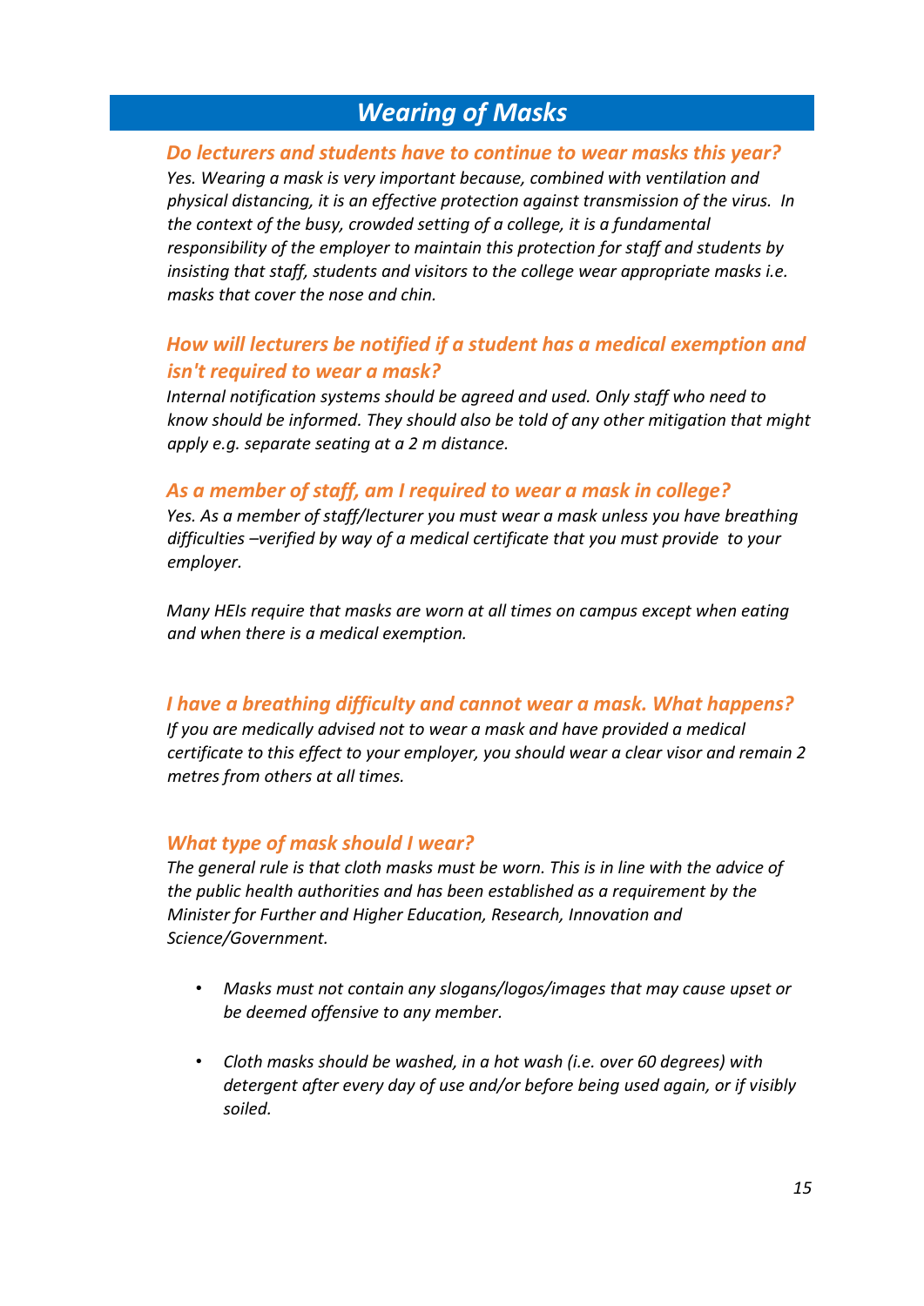## *Wearing of Masks*

### *Do lecturers and students have to continue to wear masks this year?*

*Yes. Wearing a mask is very important because, combined with ventilation and physical distancing, it is an effective protection against transmission of the virus. In the context of the busy, crowded setting of a college, it is a fundamental responsibility of the employer to maintain this protection for staff and students by insisting that staff, students and visitors to the college wear appropriate masks i.e. masks that cover the nose and chin.*

### *How will lecturers be notified if a student has a medical exemption and isn't required to wear a mask?*

*Internal notification systems should be agreed and used. Only staff who need to know should be informed. They should also be told of any other mitigation that might apply e.g. separate seating at a 2 m distance.*

### *As a member of staff, am I required to wear a mask in college?*

*Yes. As a member of staff/lecturer you must wear a mask unless you have breathing difficulties –verified by way of a medical certificate that you must provide to your employer.*

*Many HEIs require that masks are worn at all times on campus except when eating and when there is a medical exemption.*

### *I have a breathing difficulty and cannot wear a mask. What happens?*

*If you are medically advised not to wear a mask and have provided a medical certificate to this effect to your employer, you should wear a clear visor and remain 2 metres from others at all times.*

### *What type of mask should I wear?*

*The general rule is that cloth masks must be worn. This is in line with the advice of the public health authorities and has been established as a requirement by the Minister for Further and Higher Education, Research, Innovation and Science/Government.*

- *Masks must not contain any slogans/logos/images that may cause upset or be deemed offensive to any member.*
- *Cloth masks should be washed, in a hot wash (i.e. over 60 degrees) with detergent after every day of use and/or before being used again, or if visibly soiled.*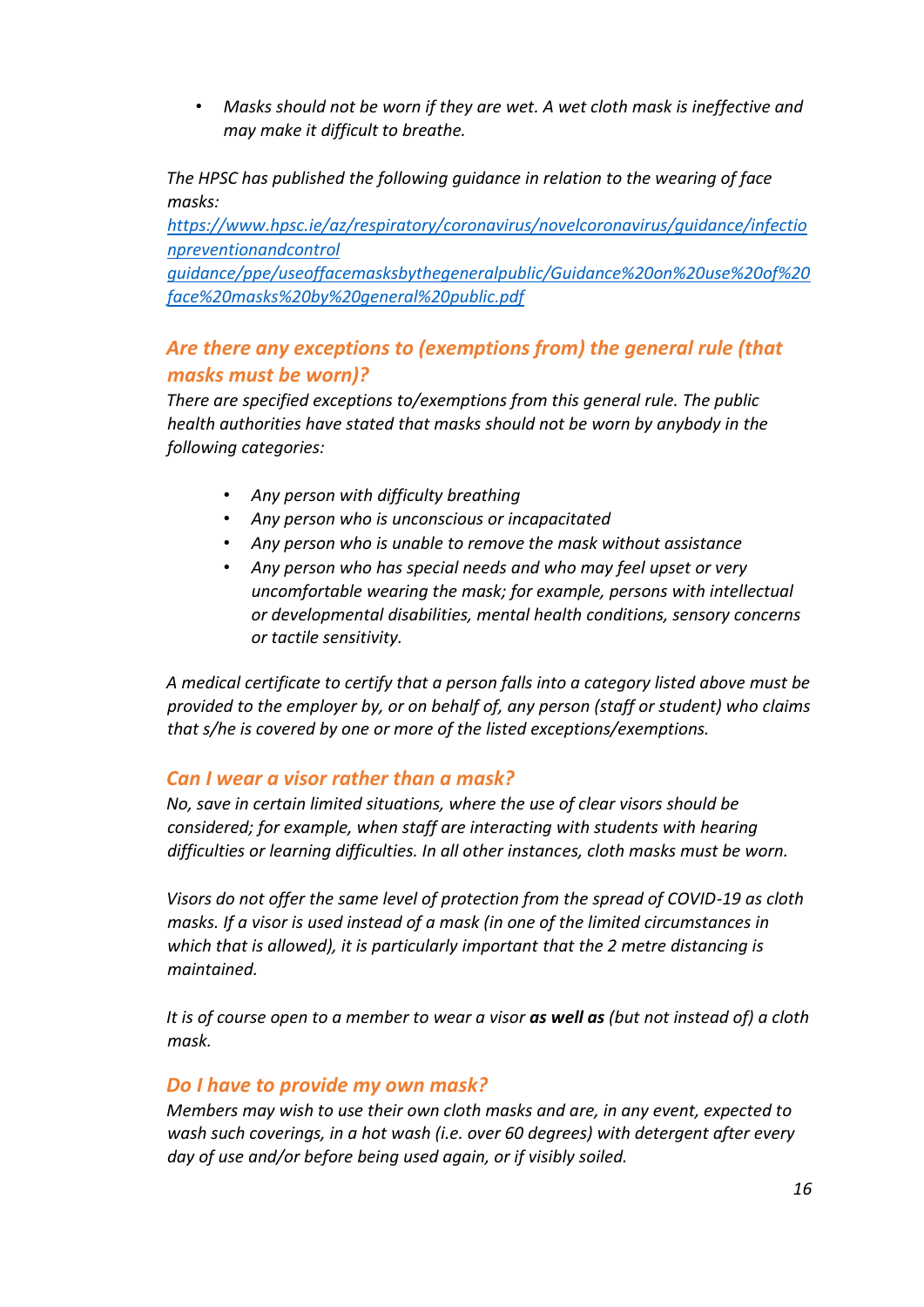- *Masks should not be worn if they are wet. A wet cloth mask is ineffective and may make it difficult to breathe.*

*The HPSC has published the following guidance in relation to the wearing of face masks:*
[https://www.hpsc.ie/az/respiratory/coronavirus/novelcoronavirus/guidance/infectionpreventionandcontrol guidance/ppe/useoffacemasksbythegeneralpublic/Guidance%20on%20use%20of%20face%20masks%20by%20general%20public.pdf](https://www.hpsc.ie/az/respiratory/coronavirus/novelcoronavirus/guidance/infectionpreventionandcontrolguidance/ppe/useoffacemasksbythegeneralpublic/Guidance%20on%20use%20of%20face%20masks%20by%20general%20public.pdf)

### *Are there any exceptions to (exemptions from) the general rule (that masks must be worn)?*

*There are specified exceptions to/exemptions from this general rule. The public health authorities have stated that masks should not be worn by anybody in the following categories:*

- *Any person with difficulty breathing*
- *Any person who is unconscious or incapacitated*
- *Any person who is unable to remove the mask without assistance*
- *Any person who has special needs and who may feel upset or very uncomfortable wearing the mask; for example, persons with intellectual or developmental disabilities, mental health conditions, sensory concerns or tactile sensitivity.*

*A medical certificate to certify that a person falls into a category listed above must be provided to the employer by, or on behalf of, any person (staff or student) who claims that s/he is covered by one or more of the listed exceptions/exemptions.*

### *Can I wear a visor rather than a mask?*

*No, save in certain limited situations, where the use of clear visors should be considered; for example, when staff are interacting with students with hearing difficulties or learning difficulties. In all other instances, cloth masks must be worn.*

*Visors do not offer the same level of protection from the spread of COVID-19 as cloth masks. If a visor is used instead of a mask (in one of the limited circumstances in which that is allowed), it is particularly important that the 2 metre distancing is maintained.*

*It is of course open to a member to wear a visor* ***as well as*** *(but not instead of) a cloth mask.*

### *Do I have to provide my own mask?*

*Members may wish to use their own cloth masks and are, in any event, expected to wash such coverings, in a hot wash (i.e. over 60 degrees) with detergent after every day of use and/or before being used again, or if visibly soiled.*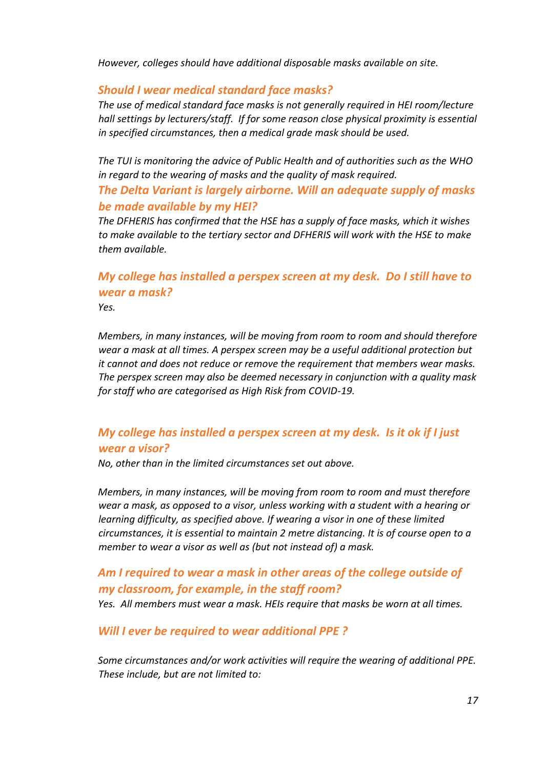*However, colleges should have additional disposable masks available on site.*

### *Should I wear medical standard face masks?*

*The use of medical standard face masks is not generally required in HEI room/lecture hall settings by lecturers/staff. If for some reason close physical proximity is essential in specified circumstances, then a medical grade mask should be used.*

*The TUI is monitoring the advice of Public Health and of authorities such as the WHO in regard to the wearing of masks and the quality of mask required.*

### *The Delta Variant is largely airborne. Will an adequate supply of masks be made available by my HEI?*

*The DFHERIS has confirmed that the HSE has a supply of face masks, which it wishes to make available to the tertiary sector and DFHERIS will work with the HSE to make them available.*

### *My college has installed a perspex screen at my desk. Do I still have to wear a mask?*

*Yes.*

*Members, in many instances, will be moving from room to room and should therefore wear a mask at all times. A perspex screen may be a useful additional protection but it cannot and does not reduce or remove the requirement that members wear masks. The perspex screen may also be deemed necessary in conjunction with a quality mask for staff who are categorised as High Risk from COVID-19.*

### *My college has installed a perspex screen at my desk. Is it ok if I just wear a visor?*

*No, other than in the limited circumstances set out above.*

*Members, in many instances, will be moving from room to room and must therefore wear a mask, as opposed to a visor, unless working with a student with a hearing or learning difficulty, as specified above. If wearing a visor in one of these limited circumstances, it is essential to maintain 2 metre distancing. It is of course open to a member to wear a visor as well as (but not instead of) a mask.*

### *Am I required to wear a mask in other areas of the college outside of my classroom, for example, in the staff room?*

*Yes. All members must wear a mask. HEIs require that masks be worn at all times.*

### *Will I ever be required to wear additional PPE ?*

*Some circumstances and/or work activities will require the wearing of additional PPE. These include, but are not limited to:*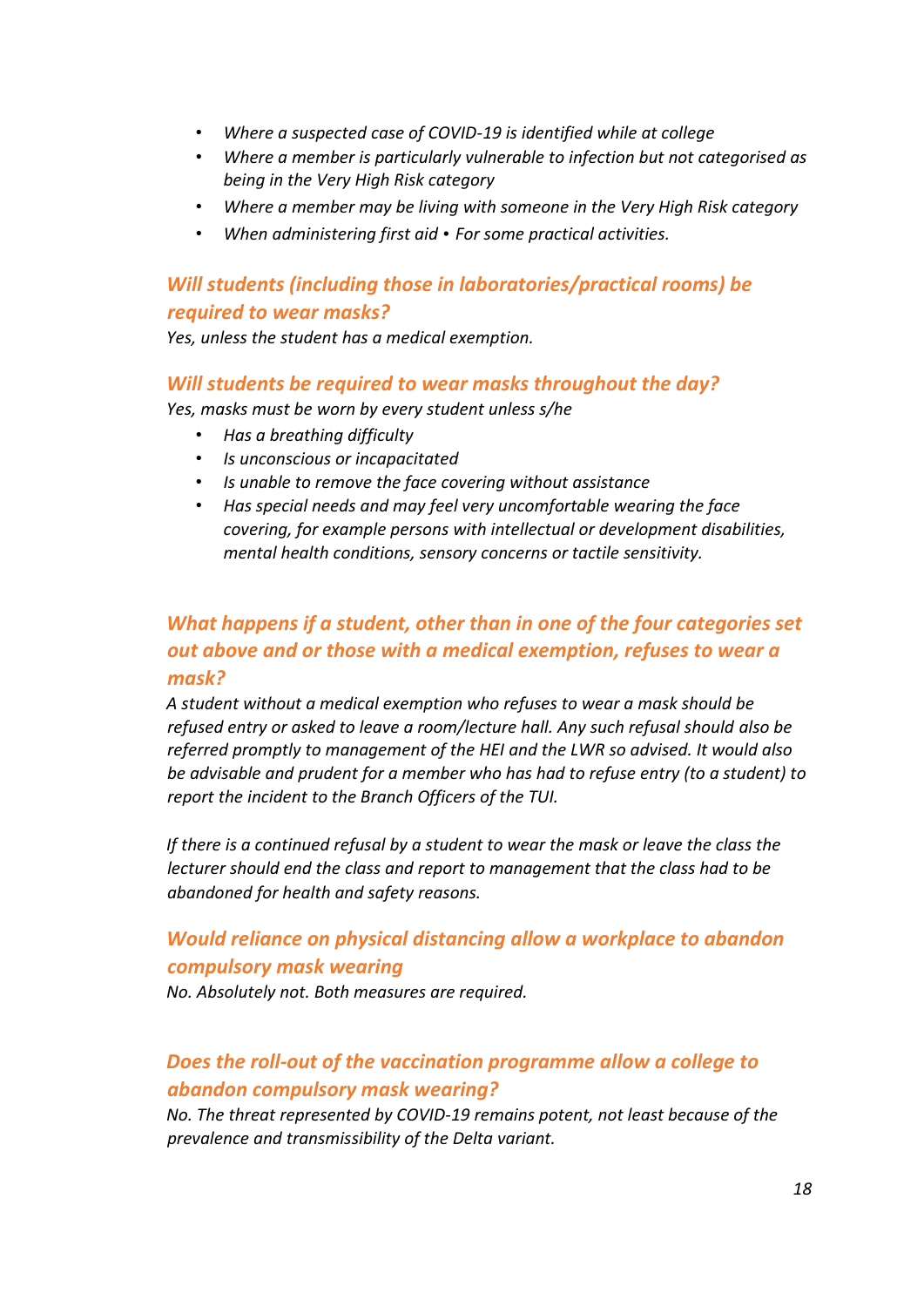- *Where a suspected case of COVID-19 is identified while at college*
- *Where a member is particularly vulnerable to infection but not categorised as being in the Very High Risk category*
- *Where a member may be living with someone in the Very High Risk category*
- *When administering first aid • For some practical activities.*

### *Will students (including those in laboratories/practical rooms) be required to wear masks?*

*Yes, unless the student has a medical exemption.*

### *Will students be required to wear masks throughout the day?*

*Yes, masks must be worn by every student unless s/he*

- *Has a breathing difficulty*
- *Is unconscious or incapacitated*
- *Is unable to remove the face covering without assistance*
- *Has special needs and may feel very uncomfortable wearing the face covering, for example persons with intellectual or development disabilities, mental health conditions, sensory concerns or tactile sensitivity.*

### *What happens if a student, other than in one of the four categories set out above and or those with a medical exemption, refuses to wear a mask?*

*A student without a medical exemption who refuses to wear a mask should be refused entry or asked to leave a room/lecture hall. Any such refusal should also be referred promptly to management of the HEI and the LWR so advised. It would also be advisable and prudent for a member who has had to refuse entry (to a student) to report the incident to the Branch Officers of the TUI.*

*If there is a continued refusal by a student to wear the mask or leave the class the lecturer should end the class and report to management that the class had to be abandoned for health and safety reasons.*

### *Would reliance on physical distancing allow a workplace to abandon compulsory mask wearing*

*No. Absolutely not. Both measures are required.*

### *Does the roll-out of the vaccination programme allow a college to abandon compulsory mask wearing?*

*No. The threat represented by COVID-19 remains potent, not least because of the prevalence and transmissibility of the Delta variant.*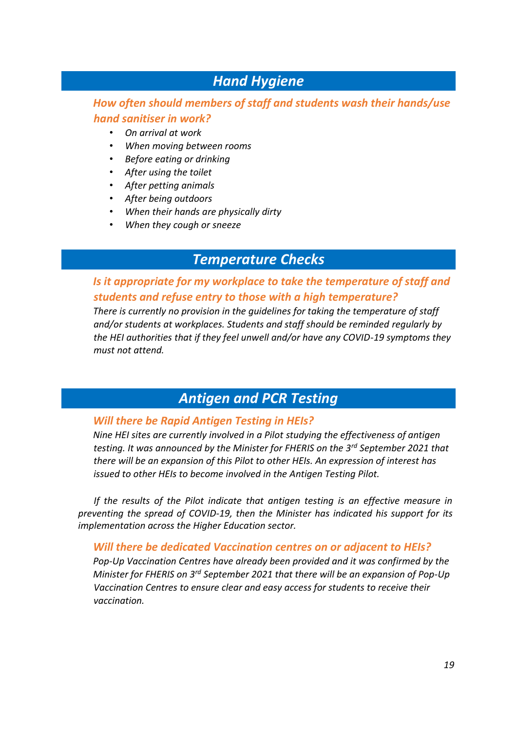## *Hand Hygiene*

### *How often should members of staff and students wash their hands/use hand sanitiser in work?*

- *On arrival at work*
- *When moving between rooms*
- *Before eating or drinking*
- *After using the toilet*
- *After petting animals*
- *After being outdoors*
- *When their hands are physically dirty*
- *When they cough or sneeze*

## *Temperature Checks*

### *Is it appropriate for my workplace to take the temperature of staff and students and refuse entry to those with a high temperature?*

*There is currently no provision in the guidelines for taking the temperature of staff and/or students at workplaces. Students and staff should be reminded regularly by the HEI authorities that if they feel unwell and/or have any COVID-19 symptoms they must not attend.*

## *Antigen and PCR Testing*

### *Will there be Rapid Antigen Testing in HEIs?*

*Nine HEI sites are currently involved in a Pilot studying the effectiveness of antigen testing. It was announced by the Minister for FHERIS on the 3rd September 2021 that there will be an expansion of this Pilot to other HEIs. An expression of interest has issued to other HEIs to become involved in the Antigen Testing Pilot.*

*If the results of the Pilot indicate that antigen testing is an effective measure in preventing the spread of COVID-19, then the Minister has indicated his support for its implementation across the Higher Education sector.*

### *Will there be dedicated Vaccination centres on or adjacent to HEIs?*

*Pop-Up Vaccination Centres have already been provided and it was confirmed by the Minister for FHERIS on 3rd September 2021 that there will be an expansion of Pop-Up Vaccination Centres to ensure clear and easy access for students to receive their vaccination.*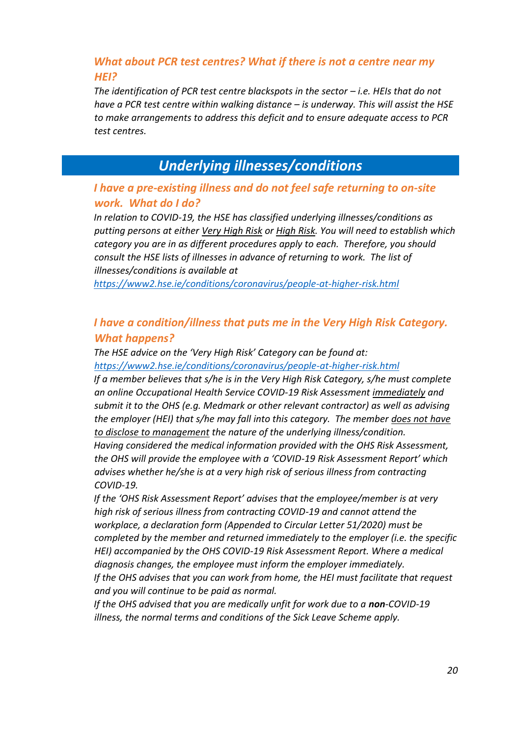### *What about PCR test centres? What if there is not a centre near my HEI?*

*The identification of PCR test centre blackspots in the sector – i.e. HEIs that do not have a PCR test centre within walking distance – is underway. This will assist the HSE to make arrangements to address this deficit and to ensure adequate access to PCR test centres.*

## *Underlying illnesses/conditions*

### *I have a pre-existing illness and do not feel safe returning to on-site work. What do I do?*

*In relation to COVID-19, the HSE has classified underlying illnesses/conditions as putting persons at either Very High Risk or High Risk. You will need to establish which category you are in as different procedures apply to each. Therefore, you should consult the HSE lists of illnesses in advance of returning to work. The list of illnesses/conditions is available at*
*https://www2.hse.ie/conditions/coronavirus/people-at-higher-risk.html*

### *I have a condition/illness that puts me in the Very High Risk Category. What happens?*

*The HSE advice on the 'Very High Risk' Category can be found at:*
*https://www2.hse.ie/conditions/coronavirus/people-at-higher-risk.html*
*If a member believes that s/he is in the Very High Risk Category, s/he must complete an online Occupational Health Service COVID-19 Risk Assessment immediately and submit it to the OHS (e.g. Medmark or other relevant contractor) as well as advising the employer (HEI) that s/he may fall into this category. The member does not have to disclose to management the nature of the underlying illness/condition.*
*Having considered the medical information provided with the OHS Risk Assessment, the OHS will provide the employee with a 'COVID-19 Risk Assessment Report' which advises whether he/she is at a very high risk of serious illness from contracting COVID-19.*
*If the 'OHS Risk Assessment Report' advises that the employee/member is at very high risk of serious illness from contracting COVID-19 and cannot attend the workplace, a declaration form (Appended to Circular Letter 51/2020) must be completed by the member and returned immediately to the employer (i.e. the specific HEI) accompanied by the OHS COVID-19 Risk Assessment Report. Where a medical diagnosis changes, the employee must inform the employer immediately.*
*If the OHS advises that you can work from home, the HEI must facilitate that request and you will continue to be paid as normal.*
*If the OHS advised that you are medically unfit for work due to a **non**-COVID-19 illness, the normal terms and conditions of the Sick Leave Scheme apply.*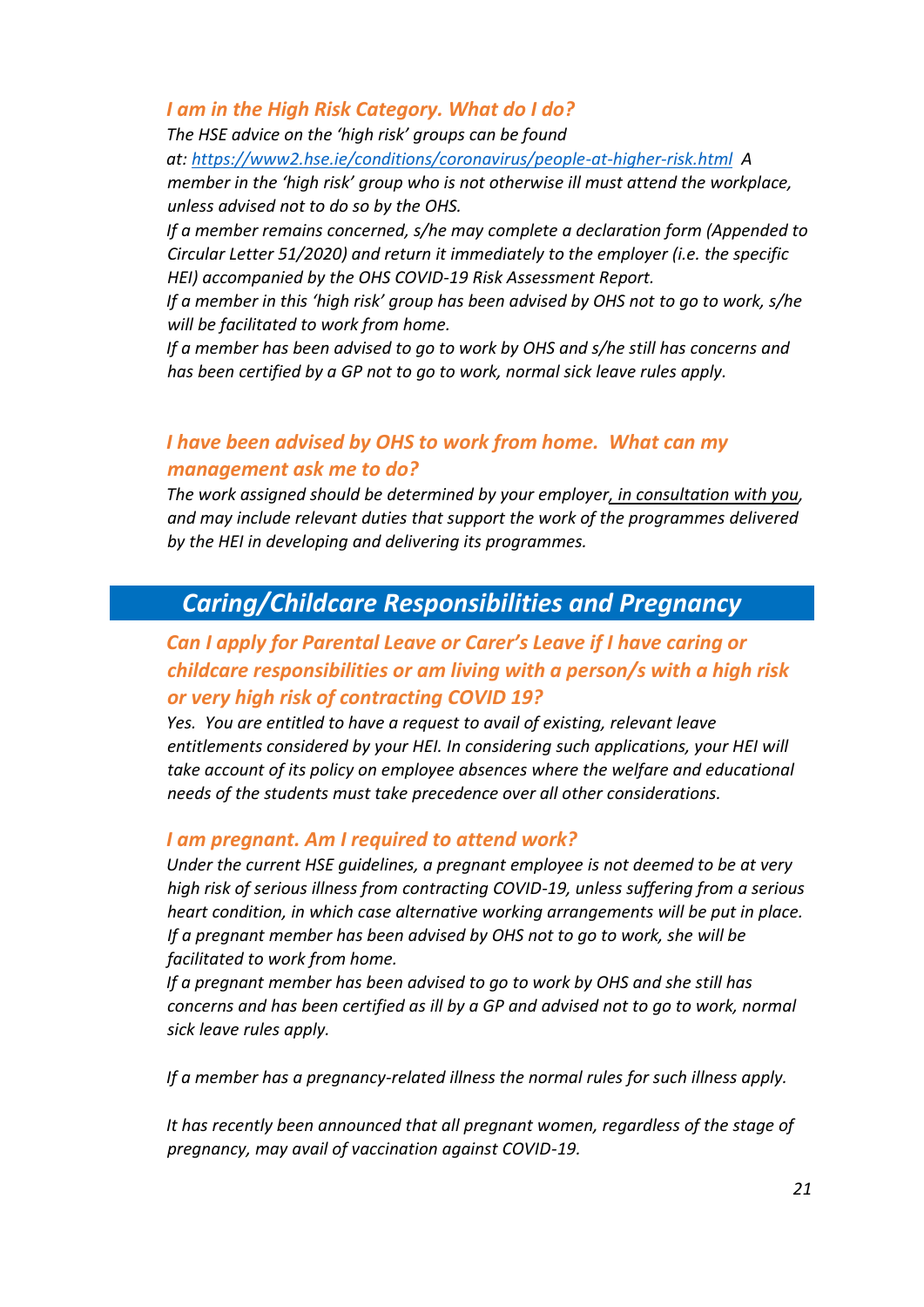### *I am in the High Risk Category. What do I do?*

*The HSE advice on the 'high risk' groups can be found at: [https://www2.hse.ie/conditions/coronavirus/people-at-higher-risk.html](https://www2.hse.ie/conditions/coronavirus/people-at-higher-risk.html) A member in the 'high risk' group who is not otherwise ill must attend the workplace, unless advised not to do so by the OHS.*

*If a member remains concerned, s/he may complete a declaration form (Appended to Circular Letter 51/2020) and return it immediately to the employer (i.e. the specific HEI) accompanied by the OHS COVID-19 Risk Assessment Report.*

*If a member in this 'high risk' group has been advised by OHS not to go to work, s/he will be facilitated to work from home.*

*If a member has been advised to go to work by OHS and s/he still has concerns and has been certified by a GP not to go to work, normal sick leave rules apply.*

### *I have been advised by OHS to work from home. What can my management ask me to do?*

*The work assigned should be determined by your employer, in consultation with you, and may include relevant duties that support the work of the programmes delivered by the HEI in developing and delivering its programmes.*

## *Caring/Childcare Responsibilities and Pregnancy*

### *Can I apply for Parental Leave or Carer's Leave if I have caring or childcare responsibilities or am living with a person/s with a high risk or very high risk of contracting COVID 19?*

*Yes. You are entitled to have a request to avail of existing, relevant leave entitlements considered by your HEI. In considering such applications, your HEI will take account of its policy on employee absences where the welfare and educational needs of the students must take precedence over all other considerations.*

### *I am pregnant. Am I required to attend work?*

*Under the current HSE guidelines, a pregnant employee is not deemed to be at very high risk of serious illness from contracting COVID-19, unless suffering from a serious heart condition, in which case alternative working arrangements will be put in place. If a pregnant member has been advised by OHS not to go to work, she will be facilitated to work from home.*

*If a pregnant member has been advised to go to work by OHS and she still has concerns and has been certified as ill by a GP and advised not to go to work, normal sick leave rules apply.*

*If a member has a pregnancy-related illness the normal rules for such illness apply.*

*It has recently been announced that all pregnant women, regardless of the stage of pregnancy, may avail of vaccination against COVID-19.*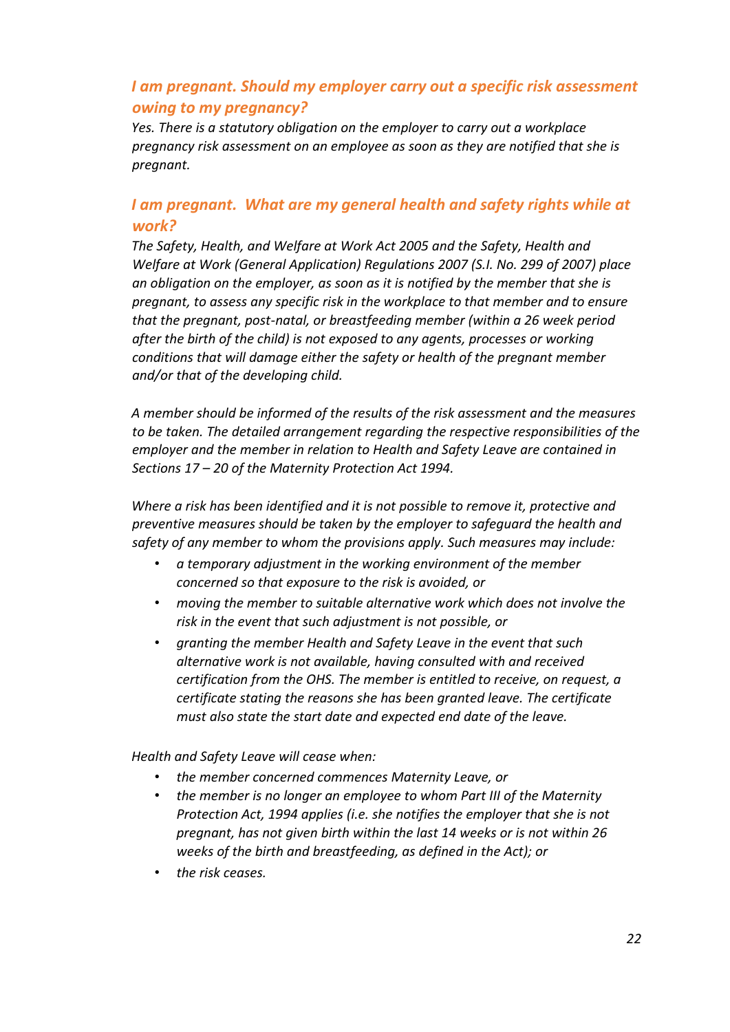### *I am pregnant. Should my employer carry out a specific risk assessment owing to my pregnancy?*

*Yes. There is a statutory obligation on the employer to carry out a workplace pregnancy risk assessment on an employee as soon as they are notified that she is pregnant.*

### *I am pregnant. What are my general health and safety rights while at work?*

*The Safety, Health, and Welfare at Work Act 2005 and the Safety, Health and Welfare at Work (General Application) Regulations 2007 (S.I. No. 299 of 2007) place an obligation on the employer, as soon as it is notified by the member that she is pregnant, to assess any specific risk in the workplace to that member and to ensure that the pregnant, post-natal, or breastfeeding member (within a 26 week period after the birth of the child) is not exposed to any agents, processes or working conditions that will damage either the safety or health of the pregnant member and/or that of the developing child.*

*A member should be informed of the results of the risk assessment and the measures to be taken. The detailed arrangement regarding the respective responsibilities of the employer and the member in relation to Health and Safety Leave are contained in Sections 17 – 20 of the Maternity Protection Act 1994.*

*Where a risk has been identified and it is not possible to remove it, protective and preventive measures should be taken by the employer to safeguard the health and safety of any member to whom the provisions apply. Such measures may include:*

- *a temporary adjustment in the working environment of the member concerned so that exposure to the risk is avoided, or*
- *moving the member to suitable alternative work which does not involve the risk in the event that such adjustment is not possible, or*
- *granting the member Health and Safety Leave in the event that such alternative work is not available, having consulted with and received certification from the OHS. The member is entitled to receive, on request, a certificate stating the reasons she has been granted leave. The certificate must also state the start date and expected end date of the leave.*

*Health and Safety Leave will cease when:*

- *the member concerned commences Maternity Leave, or*
- *the member is no longer an employee to whom Part III of the Maternity Protection Act, 1994 applies (i.e. she notifies the employer that she is not pregnant, has not given birth within the last 14 weeks or is not within 26 weeks of the birth and breastfeeding, as defined in the Act); or*
- *the risk ceases.*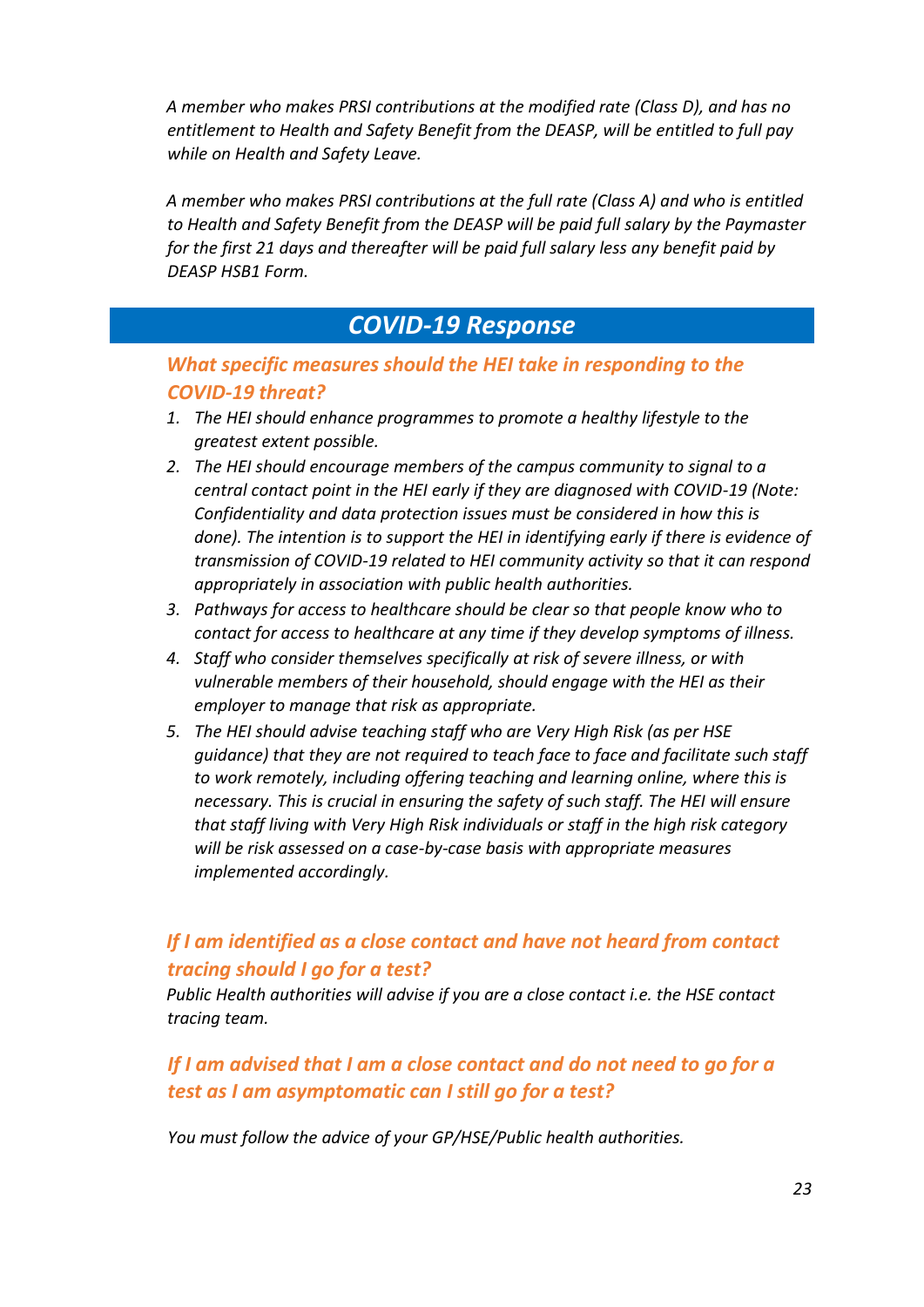*A member who makes PRSI contributions at the modified rate (Class D), and has no entitlement to Health and Safety Benefit from the DEASP, will be entitled to full pay while on Health and Safety Leave.*

*A member who makes PRSI contributions at the full rate (Class A) and who is entitled to Health and Safety Benefit from the DEASP will be paid full salary by the Paymaster for the first 21 days and thereafter will be paid full salary less any benefit paid by DEASP HSB1 Form.*

## *COVID-19 Response*

### *What specific measures should the HEI take in responding to the COVID-19 threat?*

1. *The HEI should enhance programmes to promote a healthy lifestyle to the greatest extent possible.*
2. *The HEI should encourage members of the campus community to signal to a central contact point in the HEI early if they are diagnosed with COVID-19 (Note: Confidentiality and data protection issues must be considered in how this is done). The intention is to support the HEI in identifying early if there is evidence of transmission of COVID-19 related to HEI community activity so that it can respond appropriately in association with public health authorities.*
3. *Pathways for access to healthcare should be clear so that people know who to contact for access to healthcare at any time if they develop symptoms of illness.*
4. *Staff who consider themselves specifically at risk of severe illness, or with vulnerable members of their household, should engage with the HEI as their employer to manage that risk as appropriate.*
5. *The HEI should advise teaching staff who are Very High Risk (as per HSE guidance) that they are not required to teach face to face and facilitate such staff to work remotely, including offering teaching and learning online, where this is necessary. This is crucial in ensuring the safety of such staff. The HEI will ensure that staff living with Very High Risk individuals or staff in the high risk category will be risk assessed on a case-by-case basis with appropriate measures implemented accordingly.*

### *If I am identified as a close contact and have not heard from contact tracing should I go for a test?*

*Public Health authorities will advise if you are a close contact i.e. the HSE contact tracing team.*

### *If I am advised that I am a close contact and do not need to go for a test as I am asymptomatic can I still go for a test?*

*You must follow the advice of your GP/HSE/Public health authorities.*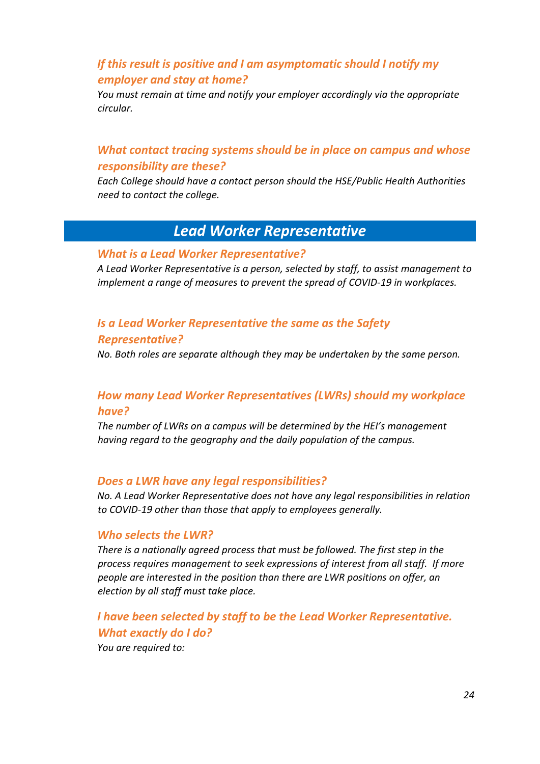### *If this result is positive and I am asymptomatic should I notify my employer and stay at home?*

*You must remain at time and notify your employer accordingly via the appropriate circular.*

### *What contact tracing systems should be in place on campus and whose responsibility are these?*

*Each College should have a contact person should the HSE/Public Health Authorities need to contact the college.*

## *Lead Worker Representative*

### *What is a Lead Worker Representative?*

*A Lead Worker Representative is a person, selected by staff, to assist management to implement a range of measures to prevent the spread of COVID-19 in workplaces.*

### *Is a Lead Worker Representative the same as the Safety Representative?*

*No. Both roles are separate although they may be undertaken by the same person.*

### *How many Lead Worker Representatives (LWRs) should my workplace have?*

*The number of LWRs on a campus will be determined by the HEI's management having regard to the geography and the daily population of the campus.*

### *Does a LWR have any legal responsibilities?*

*No. A Lead Worker Representative does not have any legal responsibilities in relation to COVID-19 other than those that apply to employees generally.*

### *Who selects the LWR?*

*There is a nationally agreed process that must be followed. The first step in the process requires management to seek expressions of interest from all staff. If more people are interested in the position than there are LWR positions on offer, an election by all staff must take place.*

### *I have been selected by staff to be the Lead Worker Representative. What exactly do I do?*

*You are required to:*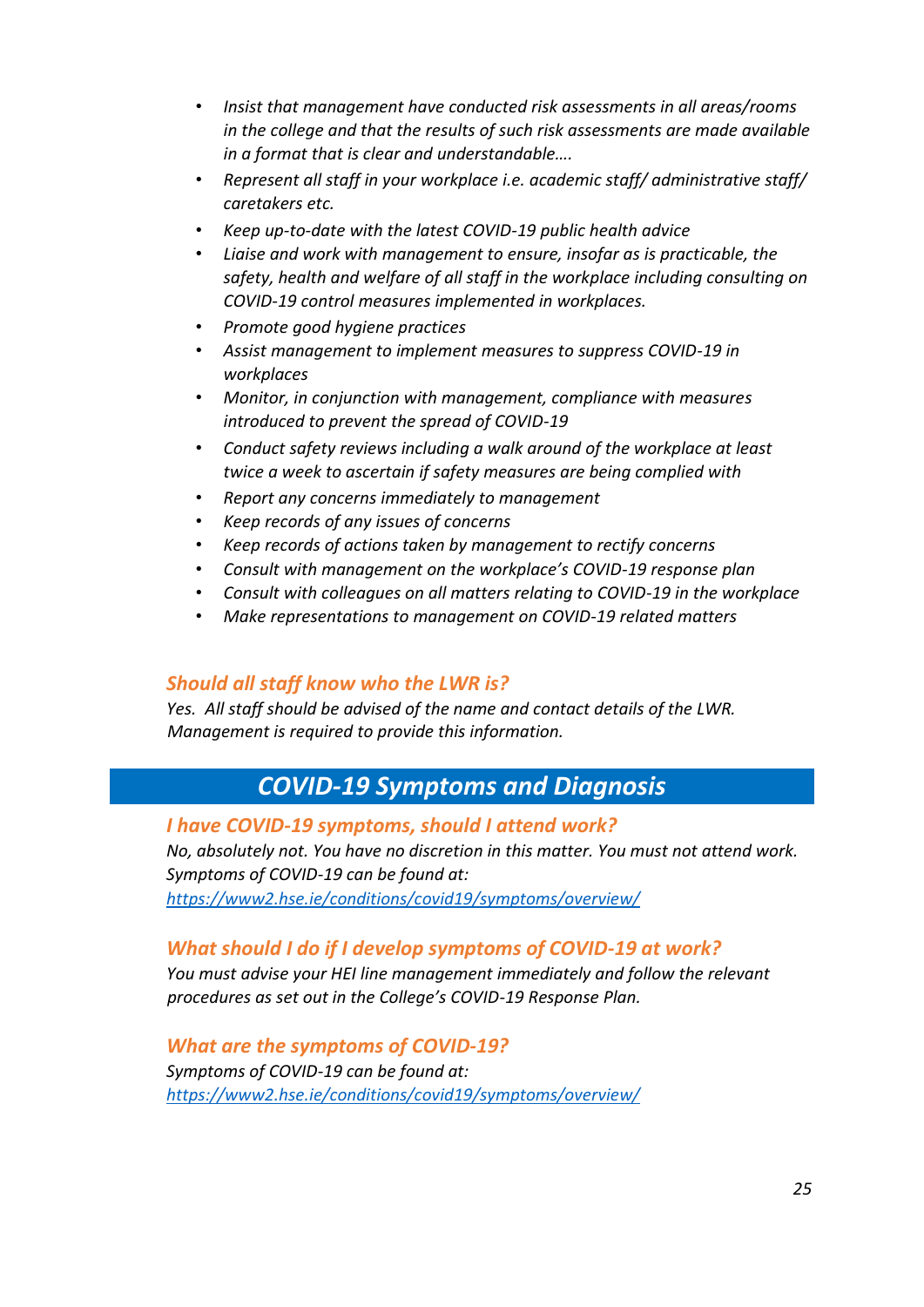- *Insist that management have conducted risk assessments in all areas/rooms in the college and that the results of such risk assessments are made available in a format that is clear and understandable….*
- *Represent all staff in your workplace i.e. academic staff/ administrative staff/ caretakers etc.*
- *Keep up-to-date with the latest COVID-19 public health advice*
- *Liaise and work with management to ensure, insofar as is practicable, the safety, health and welfare of all staff in the workplace including consulting on COVID-19 control measures implemented in workplaces.*
- *Promote good hygiene practices*
- *Assist management to implement measures to suppress COVID-19 in workplaces*
- *Monitor, in conjunction with management, compliance with measures introduced to prevent the spread of COVID-19*
- *Conduct safety reviews including a walk around of the workplace at least twice a week to ascertain if safety measures are being complied with*
- *Report any concerns immediately to management*
- *Keep records of any issues of concerns*
- *Keep records of actions taken by management to rectify concerns*
- *Consult with management on the workplace's COVID-19 response plan*
- *Consult with colleagues on all matters relating to COVID-19 in the workplace*
- *Make representations to management on COVID-19 related matters*

### *Should all staff know who the LWR is?*

*Yes. All staff should be advised of the name and contact details of the LWR. Management is required to provide this information.*

## *COVID-19 Symptoms and Diagnosis*

### *I have COVID-19 symptoms, should I attend work?*

*No, absolutely not. You have no discretion in this matter. You must not attend work. Symptoms of COVID-19 can be found at:*
*https://www2.hse.ie/conditions/covid19/symptoms/overview/*

### *What should I do if I develop symptoms of COVID-19 at work?*

*You must advise your HEI line management immediately and follow the relevant procedures as set out in the College's COVID-19 Response Plan.*

### *What are the symptoms of COVID-19?*

*Symptoms of COVID-19 can be found at:*
*https://www2.hse.ie/conditions/covid19/symptoms/overview/*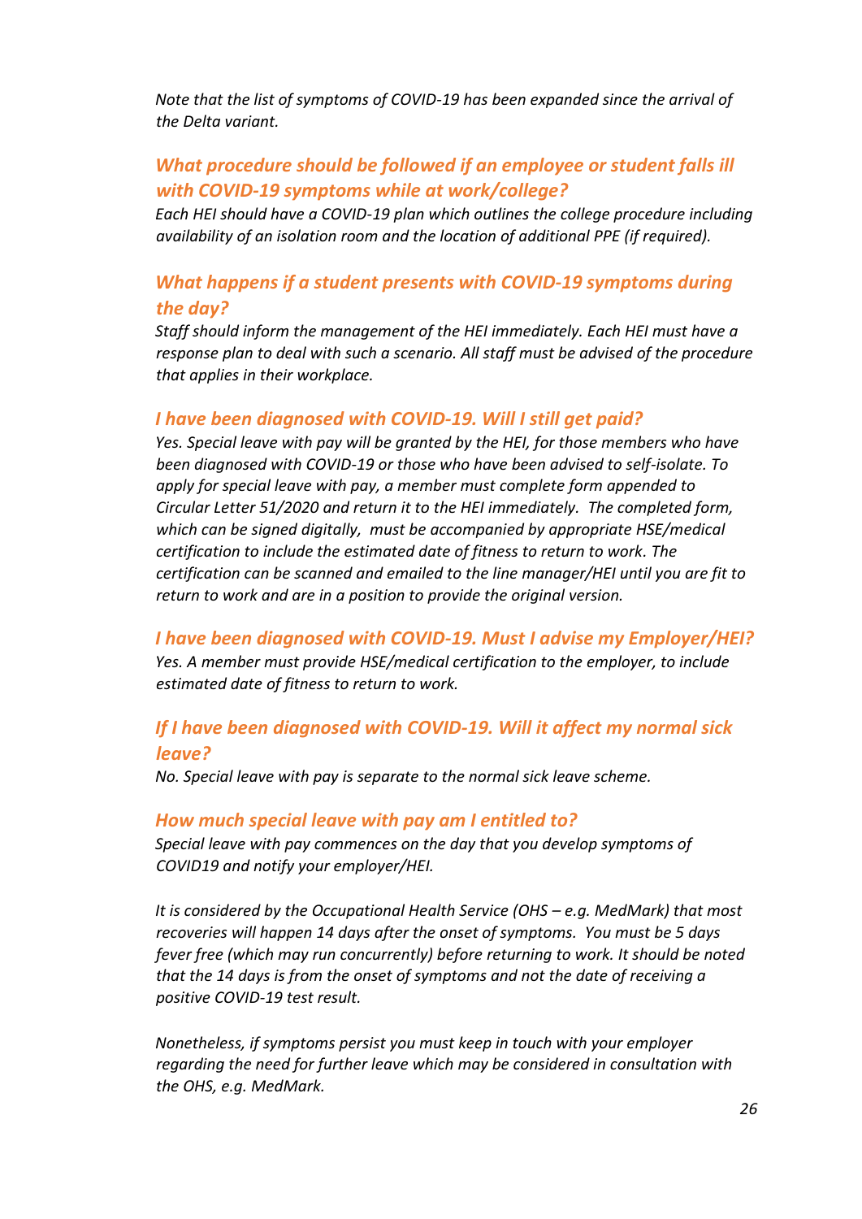*Note that the list of symptoms of COVID-19 has been expanded since the arrival of the Delta variant.*

### *What procedure should be followed if an employee or student falls ill with COVID-19 symptoms while at work/college?*

*Each HEI should have a COVID-19 plan which outlines the college procedure including availability of an isolation room and the location of additional PPE (if required).*

### *What happens if a student presents with COVID-19 symptoms during the day?*

*Staff should inform the management of the HEI immediately. Each HEI must have a response plan to deal with such a scenario. All staff must be advised of the procedure that applies in their workplace.*

### *I have been diagnosed with COVID-19. Will I still get paid?*

*Yes. Special leave with pay will be granted by the HEI, for those members who have been diagnosed with COVID-19 or those who have been advised to self-isolate. To apply for special leave with pay, a member must complete form appended to Circular Letter 51/2020 and return it to the HEI immediately. The completed form, which can be signed digitally, must be accompanied by appropriate HSE/medical certification to include the estimated date of fitness to return to work. The certification can be scanned and emailed to the line manager/HEI until you are fit to return to work and are in a position to provide the original version.*

### *I have been diagnosed with COVID-19. Must I advise my Employer/HEI?*

*Yes. A member must provide HSE/medical certification to the employer, to include estimated date of fitness to return to work.*

### *If I have been diagnosed with COVID-19. Will it affect my normal sick leave?*

*No. Special leave with pay is separate to the normal sick leave scheme.*

### *How much special leave with pay am I entitled to?*

*Special leave with pay commences on the day that you develop symptoms of COVID19 and notify your employer/HEI.*

*It is considered by the Occupational Health Service (OHS – e.g. MedMark) that most recoveries will happen 14 days after the onset of symptoms. You must be 5 days fever free (which may run concurrently) before returning to work. It should be noted that the 14 days is from the onset of symptoms and not the date of receiving a positive COVID-19 test result.*

*Nonetheless, if symptoms persist you must keep in touch with your employer regarding the need for further leave which may be considered in consultation with the OHS, e.g. MedMark.*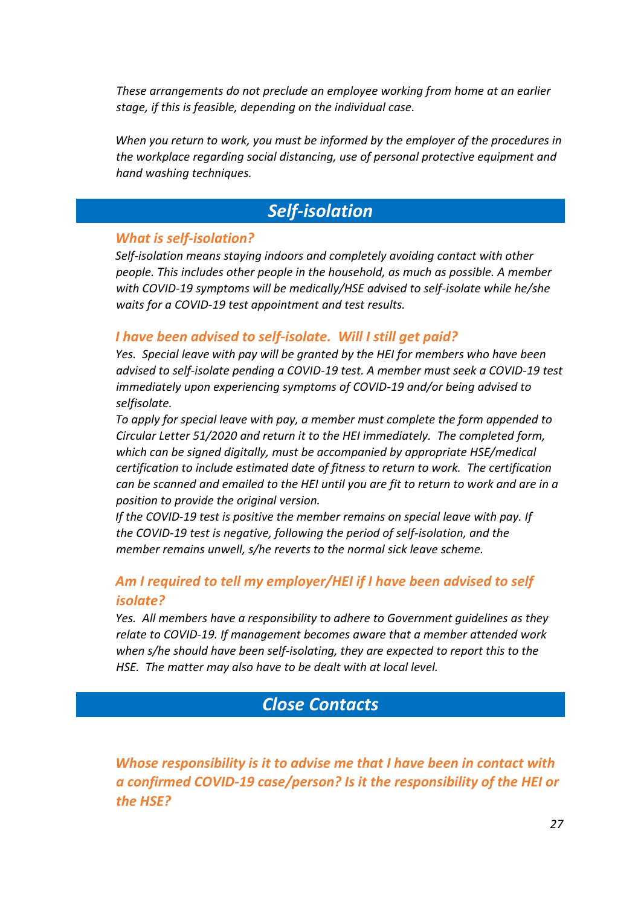*These arrangements do not preclude an employee working from home at an earlier stage, if this is feasible, depending on the individual case.*

*When you return to work, you must be informed by the employer of the procedures in the workplace regarding social distancing, use of personal protective equipment and hand washing techniques.*

## *Self-isolation*

### *What is self-isolation?*

*Self-isolation means staying indoors and completely avoiding contact with other people. This includes other people in the household, as much as possible. A member with COVID-19 symptoms will be medically/HSE advised to self-isolate while he/she waits for a COVID-19 test appointment and test results.*

### *I have been advised to self-isolate. Will I still get paid?*

*Yes. Special leave with pay will be granted by the HEI for members who have been advised to self-isolate pending a COVID-19 test. A member must seek a COVID-19 test immediately upon experiencing symptoms of COVID-19 and/or being advised to selfisolate.*

*To apply for special leave with pay, a member must complete the form appended to Circular Letter 51/2020 and return it to the HEI immediately. The completed form, which can be signed digitally, must be accompanied by appropriate HSE/medical certification to include estimated date of fitness to return to work. The certification can be scanned and emailed to the HEI until you are fit to return to work and are in a position to provide the original version.*

*If the COVID-19 test is positive the member remains on special leave with pay. If the COVID-19 test is negative, following the period of self-isolation, and the member remains unwell, s/he reverts to the normal sick leave scheme.*

### *Am I required to tell my employer/HEI if I have been advised to self isolate?*

*Yes. All members have a responsibility to adhere to Government guidelines as they relate to COVID-19. If management becomes aware that a member attended work when s/he should have been self-isolating, they are expected to report this to the HSE. The matter may also have to be dealt with at local level.*

## *Close Contacts*

### *Whose responsibility is it to advise me that I have been in contact with a confirmed COVID-19 case/person? Is it the responsibility of the HEI or the HSE?*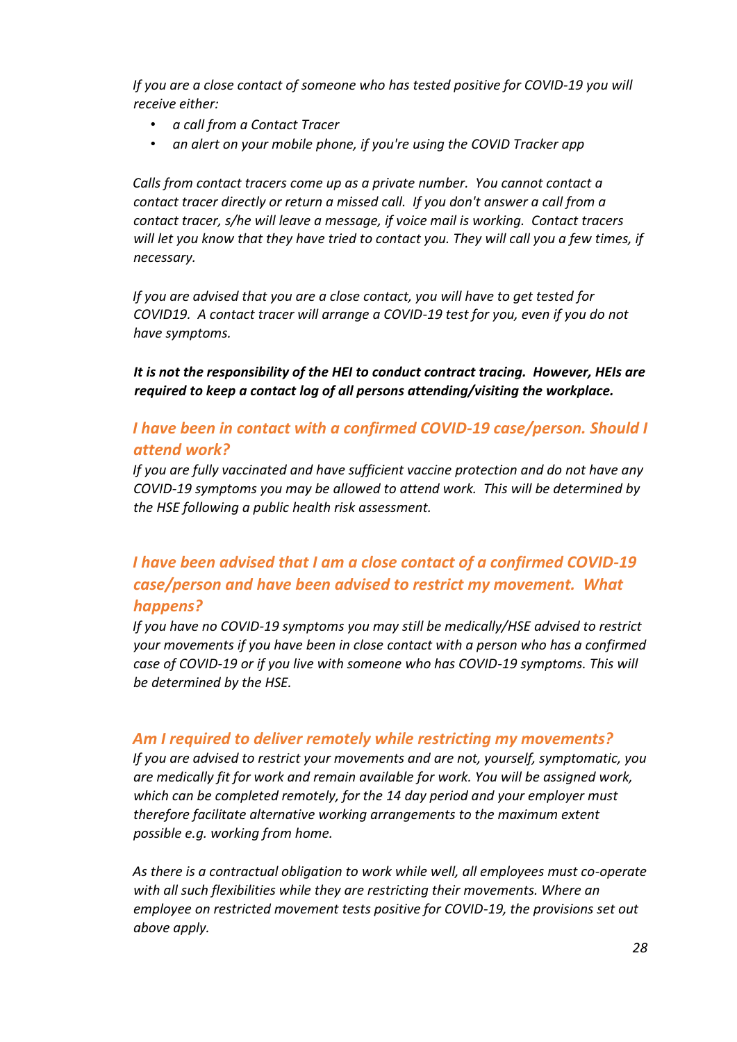*If you are a close contact of someone who has tested positive for COVID-19 you will receive either:*

- *a call from a Contact Tracer*
- *an alert on your mobile phone, if you're using the COVID Tracker app*

*Calls from contact tracers come up as a private number. You cannot contact a contact tracer directly or return a missed call. If you don't answer a call from a contact tracer, s/he will leave a message, if voice mail is working. Contact tracers will let you know that they have tried to contact you. They will call you a few times, if necessary.*

*If you are advised that you are a close contact, you will have to get tested for COVID19. A contact tracer will arrange a COVID-19 test for you, even if you do not have symptoms.*

***It is not the responsibility of the HEI to conduct contract tracing. However, HEIs are required to keep a contact log of all persons attending/visiting the workplace.***

### *I have been in contact with a confirmed COVID-19 case/person. Should I attend work?*

*If you are fully vaccinated and have sufficient vaccine protection and do not have any COVID-19 symptoms you may be allowed to attend work. This will be determined by the HSE following a public health risk assessment.*

### *I have been advised that I am a close contact of a confirmed COVID-19 case/person and have been advised to restrict my movement. What happens?*

*If you have no COVID-19 symptoms you may still be medically/HSE advised to restrict your movements if you have been in close contact with a person who has a confirmed case of COVID-19 or if you live with someone who has COVID-19 symptoms. This will be determined by the HSE.*

### *Am I required to deliver remotely while restricting my movements?*

*If you are advised to restrict your movements and are not, yourself, symptomatic, you are medically fit for work and remain available for work. You will be assigned work, which can be completed remotely, for the 14 day period and your employer must therefore facilitate alternative working arrangements to the maximum extent possible e.g. working from home.*

*As there is a contractual obligation to work while well, all employees must co-operate with all such flexibilities while they are restricting their movements. Where an employee on restricted movement tests positive for COVID-19, the provisions set out above apply.*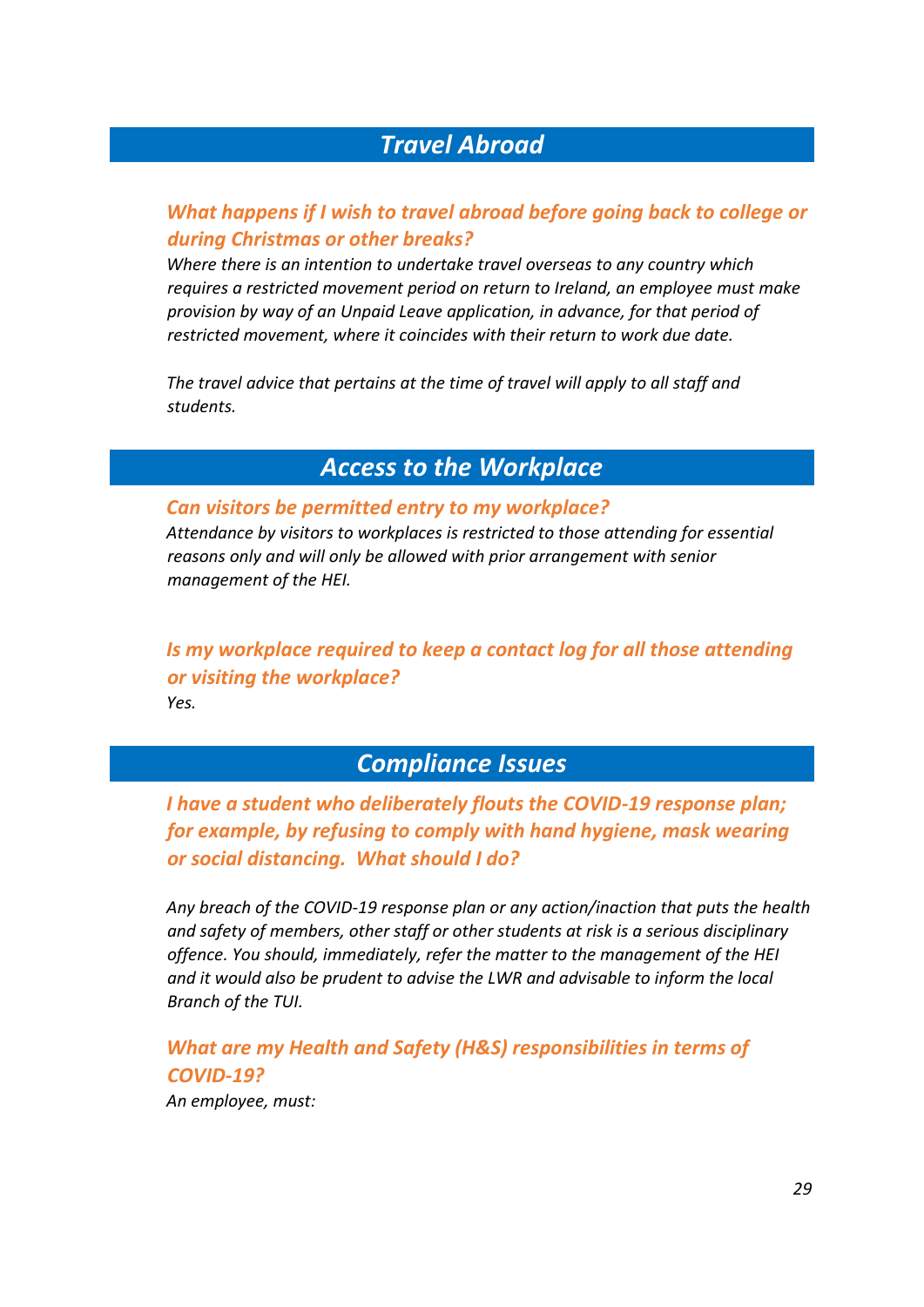## *Travel Abroad*

### *What happens if I wish to travel abroad before going back to college or during Christmas or other breaks?*

*Where there is an intention to undertake travel overseas to any country which requires a restricted movement period on return to Ireland, an employee must make provision by way of an Unpaid Leave application, in advance, for that period of restricted movement, where it coincides with their return to work due date.*

*The travel advice that pertains at the time of travel will apply to all staff and students.*

## *Access to the Workplace*

### *Can visitors be permitted entry to my workplace?*

*Attendance by visitors to workplaces is restricted to those attending for essential reasons only and will only be allowed with prior arrangement with senior management of the HEI.*

### *Is my workplace required to keep a contact log for all those attending or visiting the workplace?*

*Yes.*

## *Compliance Issues*

### *I have a student who deliberately flouts the COVID-19 response plan; for example, by refusing to comply with hand hygiene, mask wearing or social distancing. What should I do?*

*Any breach of the COVID-19 response plan or any action/inaction that puts the health and safety of members, other staff or other students at risk is a serious disciplinary offence. You should, immediately, refer the matter to the management of the HEI and it would also be prudent to advise the LWR and advisable to inform the local Branch of the TUI.*

### *What are my Health and Safety (H&S) responsibilities in terms of COVID-19?*

*An employee, must:*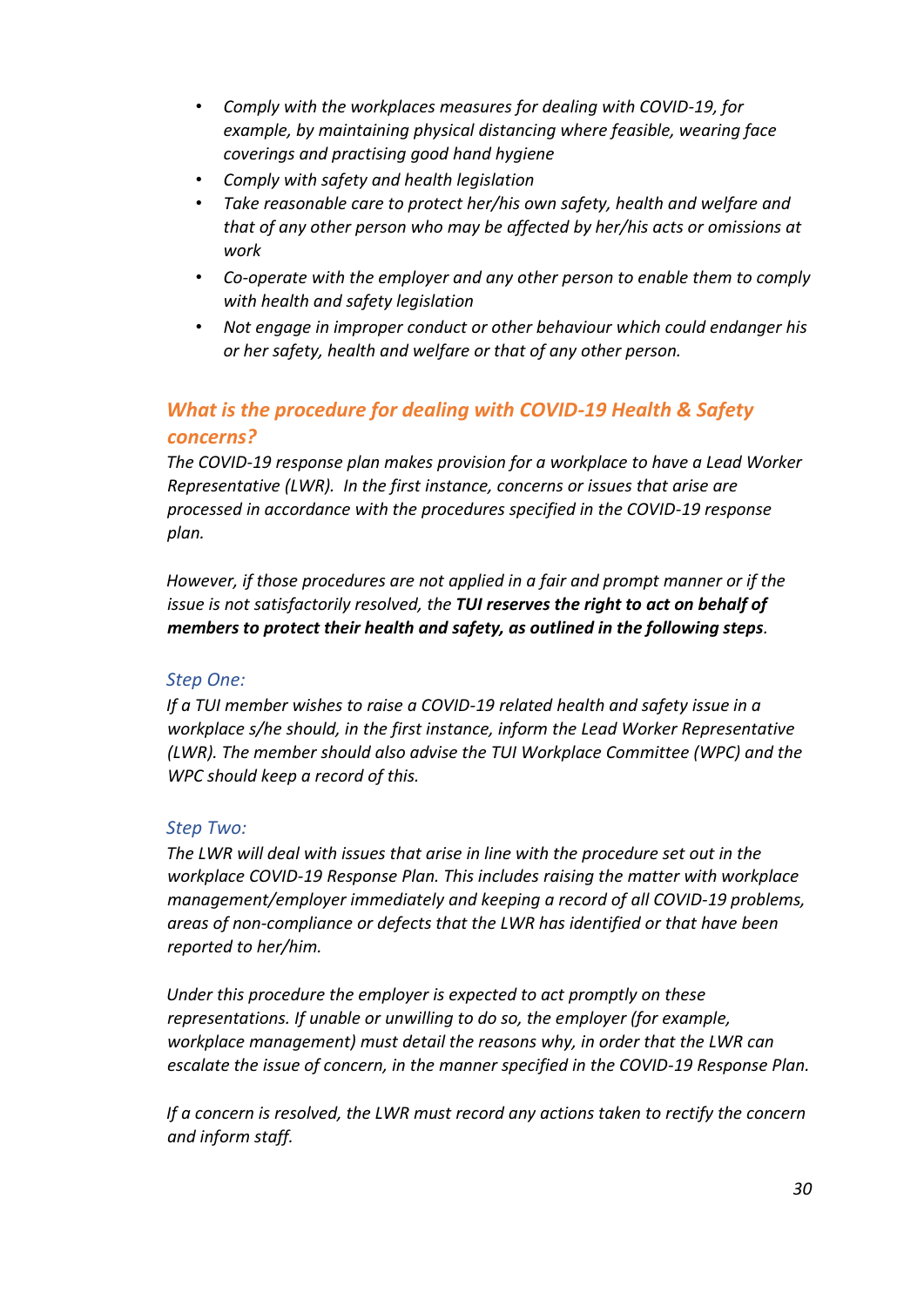- *Comply with the workplaces measures for dealing with COVID-19, for example, by maintaining physical distancing where feasible, wearing face coverings and practising good hand hygiene*
- *Comply with safety and health legislation*
- *Take reasonable care to protect her/his own safety, health and welfare and that of any other person who may be affected by her/his acts or omissions at work*
- *Co-operate with the employer and any other person to enable them to comply with health and safety legislation*
- *Not engage in improper conduct or other behaviour which could endanger his or her safety, health and welfare or that of any other person.*

## *What is the procedure for dealing with COVID-19 Health & Safety concerns?*

*The COVID-19 response plan makes provision for a workplace to have a Lead Worker Representative (LWR). In the first instance, concerns or issues that arise are processed in accordance with the procedures specified in the COVID-19 response plan.*

*However, if those procedures are not applied in a fair and prompt manner or if the issue is not satisfactorily resolved, the* ***TUI reserves the right to act on behalf of members to protect their health and safety, as outlined in the following steps****.*

### *Step One:*

*If a TUI member wishes to raise a COVID-19 related health and safety issue in a workplace s/he should, in the first instance, inform the Lead Worker Representative (LWR). The member should also advise the TUI Workplace Committee (WPC) and the WPC should keep a record of this.*

### *Step Two:*

*The LWR will deal with issues that arise in line with the procedure set out in the workplace COVID-19 Response Plan. This includes raising the matter with workplace management/employer immediately and keeping a record of all COVID-19 problems, areas of non-compliance or defects that the LWR has identified or that have been reported to her/him.*

*Under this procedure the employer is expected to act promptly on these representations. If unable or unwilling to do so, the employer (for example, workplace management) must detail the reasons why, in order that the LWR can escalate the issue of concern, in the manner specified in the COVID-19 Response Plan.*

*If a concern is resolved, the LWR must record any actions taken to rectify the concern and inform staff.*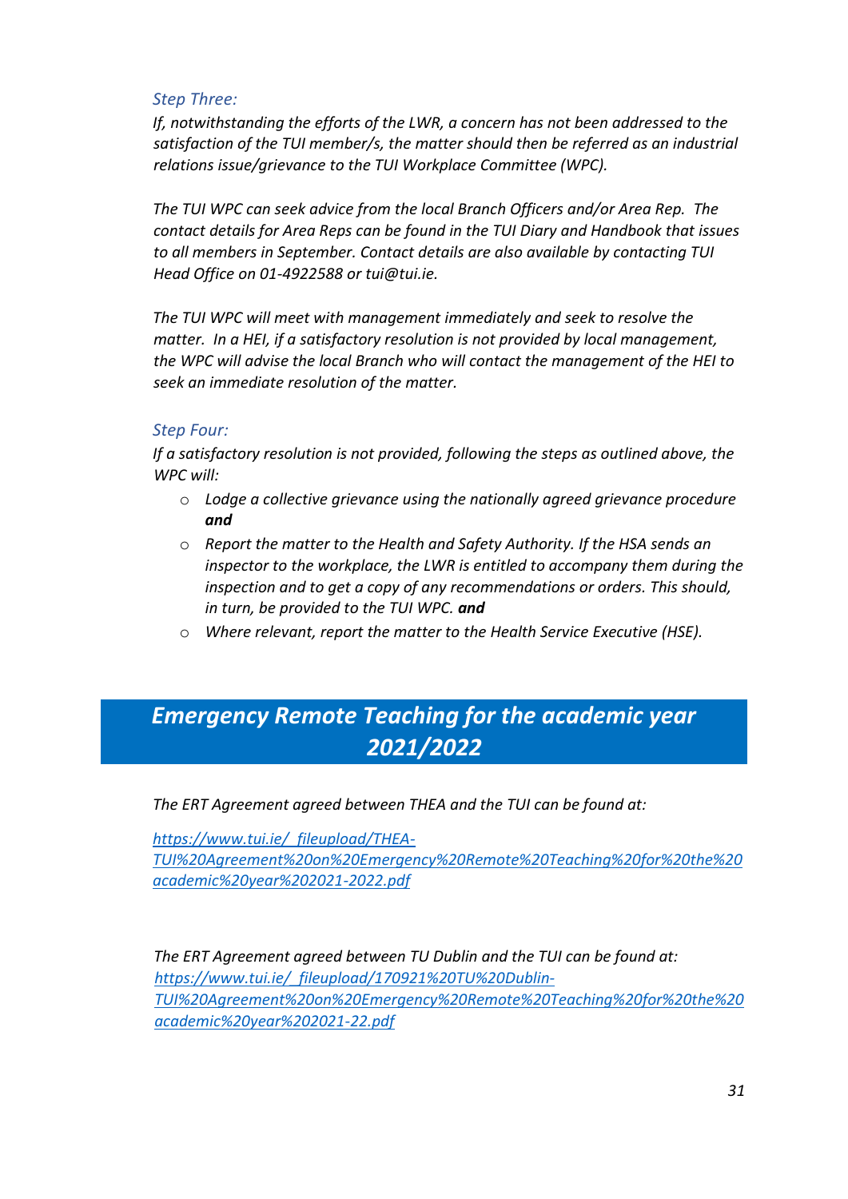### *Step Three:*

*If, notwithstanding the efforts of the LWR, a concern has not been addressed to the satisfaction of the TUI member/s, the matter should then be referred as an industrial relations issue/grievance to the TUI Workplace Committee (WPC).*

*The TUI WPC can seek advice from the local Branch Officers and/or Area Rep. The contact details for Area Reps can be found in the TUI Diary and Handbook that issues to all members in September. Contact details are also available by contacting TUI Head Office on 01-4922588 or tui@tui.ie.*

*The TUI WPC will meet with management immediately and seek to resolve the matter. In a HEI, if a satisfactory resolution is not provided by local management, the WPC will advise the local Branch who will contact the management of the HEI to seek an immediate resolution of the matter.*

### *Step Four:*

*If a satisfactory resolution is not provided, following the steps as outlined above, the WPC will:*

- *Lodge a collective grievance using the nationally agreed grievance procedure* ***and***
- *Report the matter to the Health and Safety Authority. If the HSA sends an inspector to the workplace, the LWR is entitled to accompany them during the inspection and to get a copy of any recommendations or orders. This should, in turn, be provided to the TUI WPC.* ***and***
- *Where relevant, report the matter to the Health Service Executive (HSE).*

## *Emergency Remote Teaching for the academic year 2021/2022*

*The ERT Agreement agreed between THEA and the TUI can be found at:*

*https://www.tui.ie/_fileupload/THEA-TUI%20Agreement%20on%20Emergency%20Remote%20Teaching%20for%20the%20academic%20year%202021-2022.pdf*

*The ERT Agreement agreed between TU Dublin and the TUI can be found at: https://www.tui.ie/_fileupload/170921%20TU%20Dublin-TUI%20Agreement%20on%20Emergency%20Remote%20Teaching%20for%20the%20academic%20year%202021-22.pdf*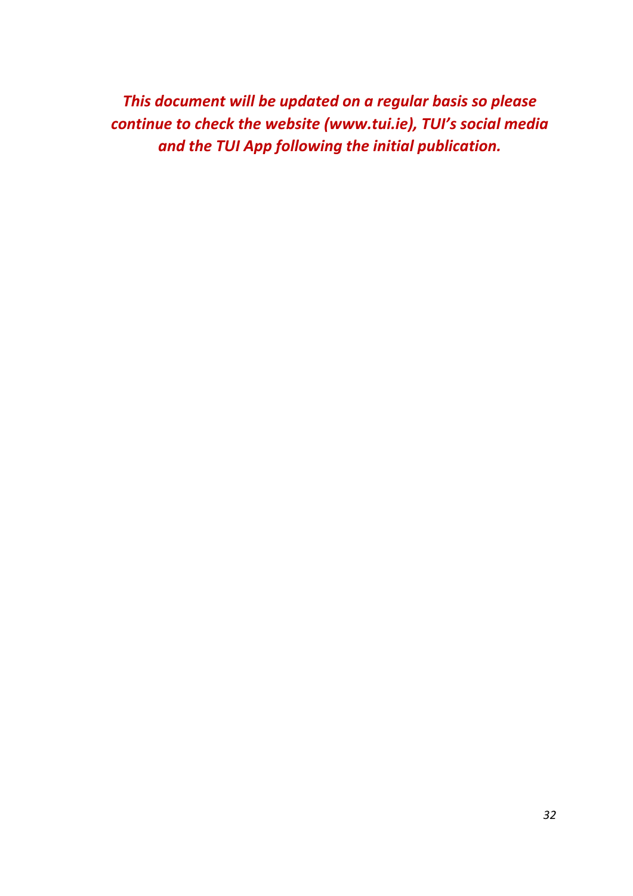***This document will be updated on a regular basis so please continue to check the website (www.tui.ie), TUI's social media and the TUI App following the initial publication.***